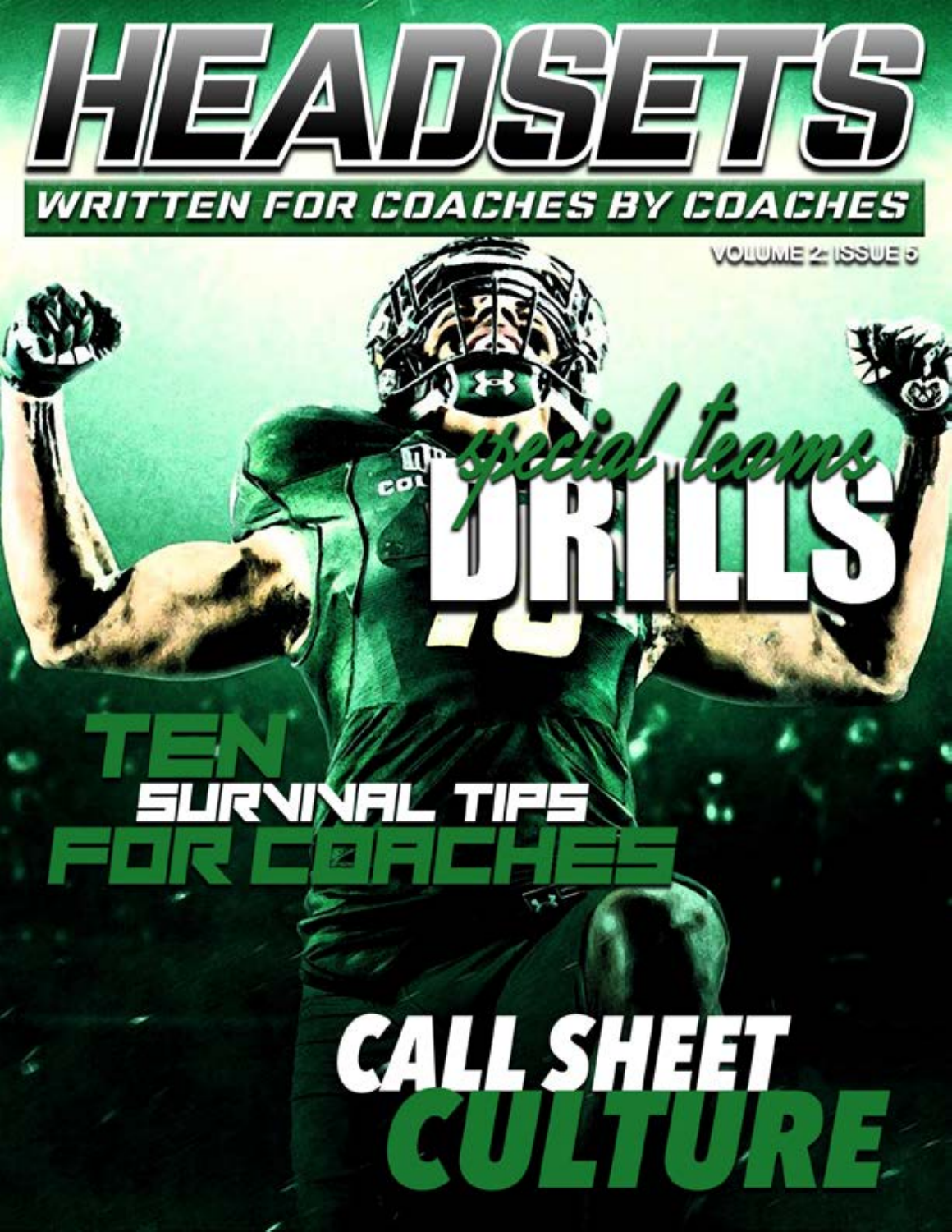# HEADSETS

## WRITTEN FOR COACHES BY COACHES

VOLUME 2: ISSUE 5

## *special teams* DRILLS

## TEN SURVIVAL TIPS FOR COACHES

## CALL SHEET CULTURE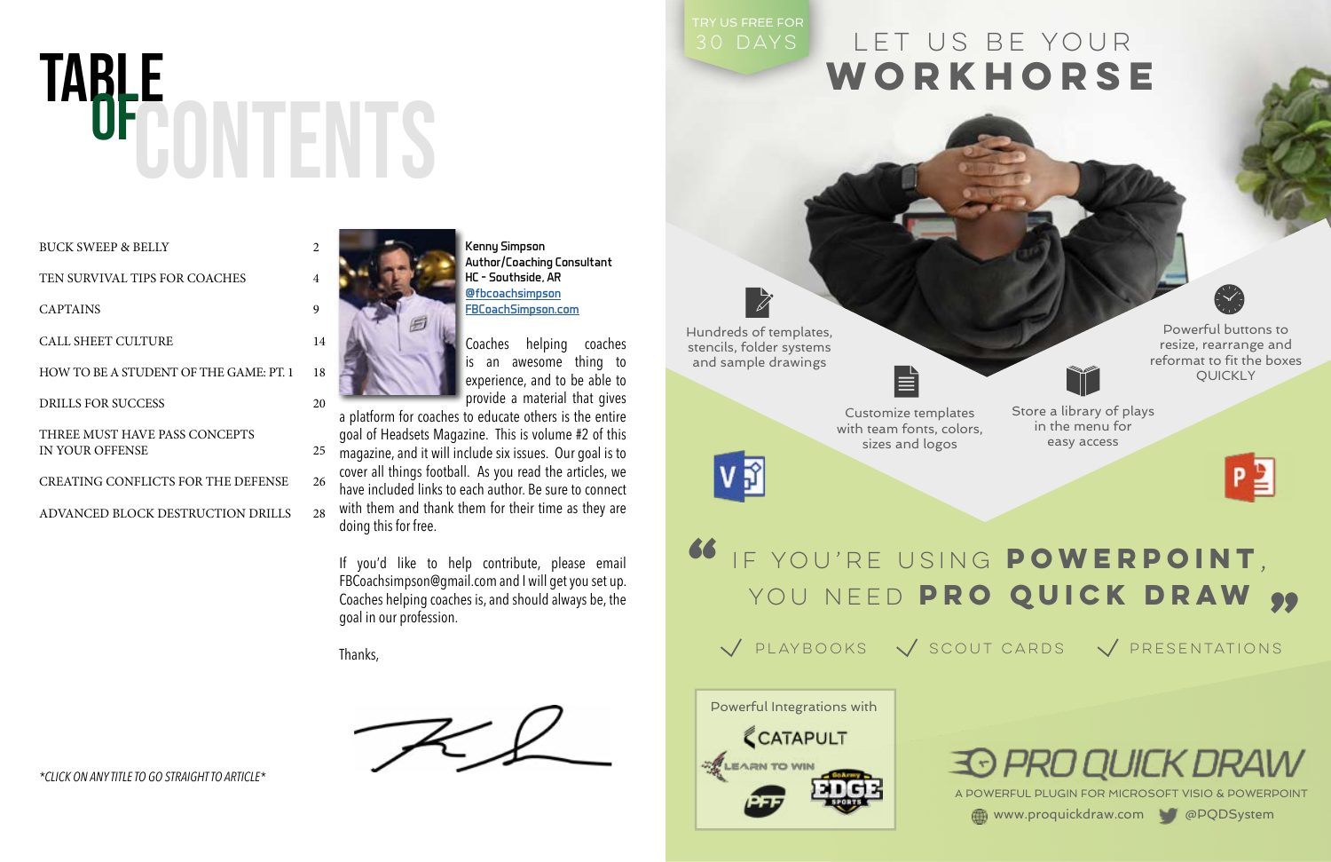# TABLE OF CONTENTS

| | |
|---|---|
| BUCK SWEEP & BELLY | 2 |
| TEN SURVIVAL TIPS FOR COACHES | 4 |
| CAPTAINS | 9 |
| CALL SHEET CULTURE | 14 |
| HOW TO BE A STUDENT OF THE GAME: PT. 1 | 18 |
| DRILLS FOR SUCCESS | 20 |
| THREE MUST HAVE PASS CONCEPTS IN YOUR OFFENSE | 25 |
| CREATING CONFLICTS FOR THE DEFENSE | 26 |
| ADVANCED BLOCK DESTRUCTION DRILLS | 28 |

*\*CLICK ON ANY TITLE TO GO STRAIGHT TO ARTICLE\**

**Kenny Simpson**
**Author/Coaching Consultant**
**HC - Southside, AR**
**@fbcoachsimpson**
**FBCoachSimpson.com**

Coaches helping coaches is an awesome thing to experience, and to be able to provide a material that gives a platform for coaches to educate others is the entire goal of Headsets Magazine. This is volume #2 of this magazine, and it will include six issues. Our goal is to cover all things football. As you read the articles, we have included links to each author. Be sure to connect with them and thank them for their time as they are doing this for free.

If you'd like to help contribute, please email FBCoachsimpson@gmail.com and I will get you set up. Coaches helping coaches is, and should always be, the goal in our profession.

Thanks,

TRY US FREE FOR 30 DAYS

# LET US BE YOUR WORKHORSE

Hundreds of templates, stencils, folder systems and sample drawings

Customize templates with team fonts, colors, sizes and logos

Store a library of plays in the menu for easy access

Powerful buttons to resize, rearrange and reformat to fit the boxes QUICKLY

"IF YOU'RE USING **POWERPOINT**, YOU NEED **PRO QUICK DRAW**"

✓ PLAYBOOKS ✓ SCOUT CARDS ✓ PRESENTATIONS

Powerful Integrations with

PRO QUICK DRAW

A POWERFUL PLUGIN FOR MICROSOFT VISIO & POWERPOINT

www.proquickdraw.com @PQDSystem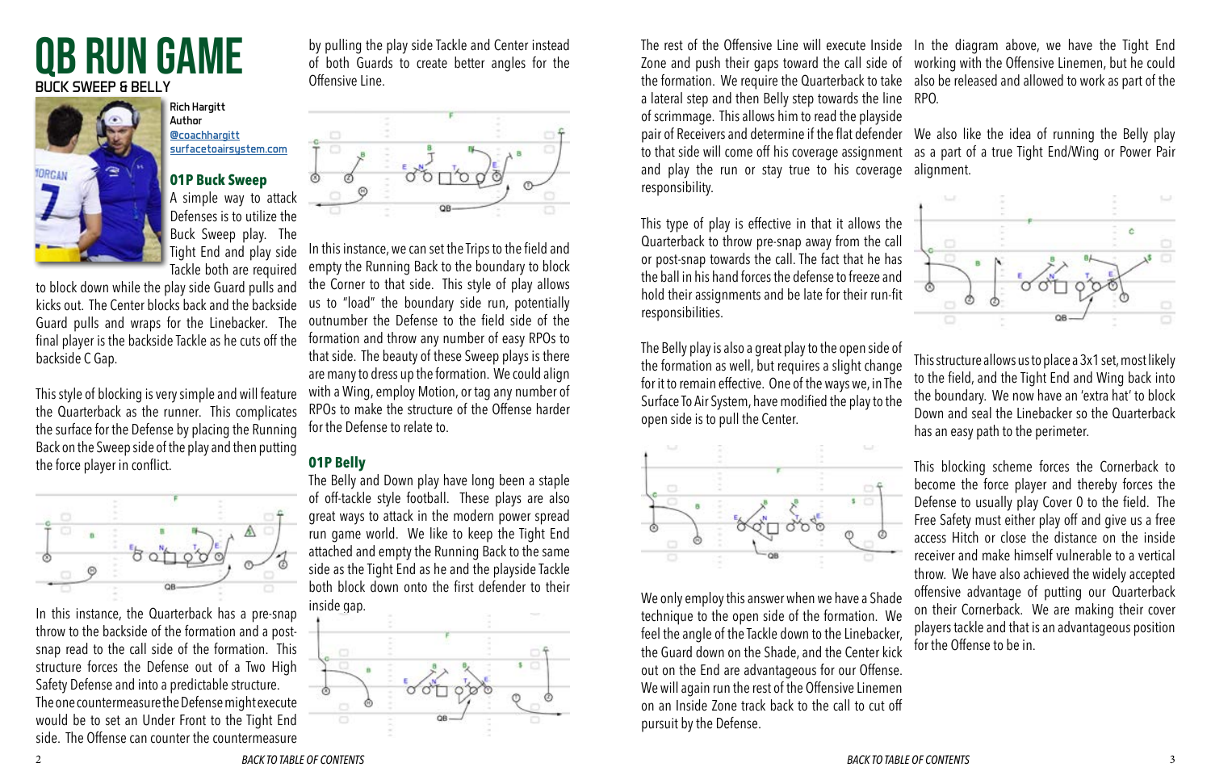# QB RUN GAME

BUCK SWEEP & BELLY

**Rich Hargitt**
**Author**
@coachhargitt
surfacetoairsystem.com

## 01P Buck Sweep

A simple way to attack Defenses is to utilize the Buck Sweep play. The Tight End and play side Tackle both are required to block down while the play side Guard pulls and kicks out. The Center blocks back and the backside Guard pulls and wraps for the Linebacker. The final player is the backside Tackle as he cuts off the backside C Gap.

This style of blocking is very simple and will feature the Quarterback as the runner. This complicates the surface for the Defense by placing the Running Back on the Sweep side of the play and then putting the force player in conflict.

In this instance, the Quarterback has a pre-snap throw to the backside of the formation and a post-snap read to the call side of the formation. This structure forces the Defense out of a Two High Safety Defense and into a predictable structure.

The one countermeasure the Defense might execute would be to set an Under Front to the Tight End side. The Offense can counter the countermeasure by pulling the play side Tackle and Center instead of both Guards to create better angles for the Offensive Line.

In this instance, we can set the Trips to the field and empty the Running Back to the boundary to block the Corner to that side. This style of play allows us to "load" the boundary side run, potentially outnumber the Defense to the field side of the formation and throw any number of easy RPOs to that side. The beauty of these Sweep plays is there are many to dress up the formation. We could align with a Wing, employ Motion, or tag any number of RPOs to make the structure of the Offense harder for the Defense to relate to.

## 01P Belly

The Belly and Down play have long been a staple of off-tackle style football. These plays are also great ways to attack in the modern power spread run game world. We like to keep the Tight End attached and empty the Running Back to the same side as the Tight End as he and the playside Tackle both block down onto the first defender to their inside gap.

The rest of the Offensive Line will execute Inside Zone and push their gaps toward the call side of the formation. We require the Quarterback to take a lateral step and then Belly step towards the line of scrimmage. This allows him to read the playside pair of Receivers and determine if the flat defender to that side will come off his coverage assignment and play the run or stay true to his coverage responsibility.

This type of play is effective in that it allows the Quarterback to throw pre-snap away from the call or post-snap towards the call. The fact that he has the ball in his hand forces the defense to freeze and hold their assignments and be late for their run-fit responsibilities.

The Belly play is also a great play to the open side of the formation as well, but requires a slight change for it to remain effective. One of the ways we, in The Surface To Air System, have modified the play to the open side is to pull the Center.

We only employ this answer when we have a Shade technique to the open side of the formation. We feel the angle of the Tackle down to the Linebacker, the Guard down on the Shade, and the Center kick out on the End are advantageous for our Offense. We will again run the rest of the Offensive Linemen on an Inside Zone track back to the call to cut off pursuit by the Defense.

In the diagram above, we have the Tight End working with the Offensive Linemen, but he could also be released and allowed to work as part of the RPO.

We also like the idea of running the Belly play as a part of a true Tight End/Wing or Power Pair alignment.

This structure allows us to place a 3x1 set, most likely to the field, and the Tight End and Wing back into the boundary. We now have an 'extra hat' to block Down and seal the Linebacker so the Quarterback has an easy path to the perimeter.

This blocking scheme forces the Cornerback to become the force player and thereby forces the Defense to usually play Cover 0 to the field. The Free Safety must either play off and give us a free access Hitch or close the distance on the inside receiver and make himself vulnerable to a vertical throw. We have also achieved the widely accepted offensive advantage of putting our Quarterback on their Cornerback. We are making their cover players tackle and that is an advantageous position for the Offense to be in.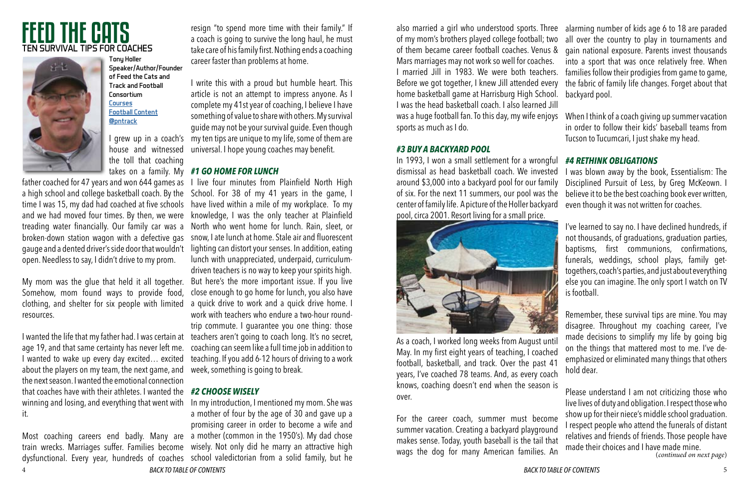# FEED THE CATS

## TEN SURVIVAL TIPS FOR COACHES

**Tony Holler**
**Speaker/Author/Founder of Feed the Cats and Track and Football Consortium**
[Courses]
[Football Content]
[@pntrack]

I grew up in a coach's house and witnessed the toll that coaching takes on a family. My father coached for 47 years and won 644 games as a high school and college basketball coach. By the time I was 15, my dad had coached at five schools and we had moved four times. By then, we were treading water financially. Our family car was a broken-down station wagon with a defective gas gauge and a dented driver's side door that wouldn't open. Needless to say, I didn't drive to my prom.

My mom was the glue that held it all together. Somehow, mom found ways to provide food, clothing, and shelter for six people with limited resources.

I wanted the life that my father had. I was certain at age 19, and that same certainty has never left me. I wanted to wake up every day excited… excited about the players on my team, the next game, and the next season. I wanted the emotional connection that coaches have with their athletes. I wanted the winning and losing, and everything that went with it.

Most coaching careers end badly. Many are train wrecks. Marriages suffer. Families become dysfunctional. Every year, hundreds of coaches resign "to spend more time with their family." If a coach is going to survive the long haul, he must take care of his family first. Nothing ends a coaching career faster than problems at home.

I write this with a proud but humble heart. This article is not an attempt to impress anyone. As I complete my 41st year of coaching, I believe I have something of value to share with others. My survival guide may not be your survival guide. Even though my ten tips are unique to my life, some of them are universal. I hope young coaches may benefit.

### *#1 GO HOME FOR LUNCH*

I live four minutes from Plainfield North High School. For 38 of my 41 years in the game, I have lived within a mile of my workplace. To my knowledge, I was the only teacher at Plainfield North who went home for lunch. Rain, sleet, or snow, I ate lunch at home. Stale air and fluorescent lighting can distort your senses. In addition, eating lunch with unappreciated, underpaid, curriculum-driven teachers is no way to keep your spirits high. But here's the more important issue. If you live close enough to go home for lunch, you also have a quick drive to work and a quick drive home. I work with teachers who endure a two-hour round-trip commute. I guarantee you one thing: those teachers aren't going to coach long. It's no secret, coaching can seem like a full time job in addition to teaching. If you add 6-12 hours of driving to a work week, something is going to break.

### *#2 CHOOSE WISELY*

In my introduction, I mentioned my mom. She was a mother of four by the age of 30 and gave up a promising career in order to become a wife and a mother (common in the 1950's). My dad chose wisely. Not only did he marry an attractive high school valedictorian from a solid family, but he also married a girl who understood sports. Three of my mom's brothers played college football; two of them became career football coaches. Venus & Mars marriages may not work so well for coaches. I married Jill in 1983. We were both teachers. Before we got together, I knew Jill attended every home basketball game at Harrisburg High School. I was the head basketball coach. I also learned Jill was a huge football fan. To this day, my wife enjoys sports as much as I do.

### *#3 BUY A BACKYARD POOL*

In 1993, I won a small settlement for a wrongful dismissal as head basketball coach. We invested around $3,000 into a backyard pool for our family of six. For the next 11 summers, our pool was the center of family life. A picture of the Holler backyard pool, circa 2001. Resort living for a small price.

As a coach, I worked long weeks from August until May. In my first eight years of teaching, I coached football, basketball, and track. Over the past 41 years, I've coached 78 teams. And, as every coach knows, coaching doesn't end when the season is over.

For the career coach, summer must become summer vacation. Creating a backyard playground makes sense. Today, youth baseball is the tail that wags the dog for many American families. An alarming number of kids age 6 to 18 are paraded all over the country to play in tournaments and gain national exposure. Parents invest thousands into a sport that was once relatively free. When families follow their prodigies from game to game, the fabric of family life changes. Forget about that backyard pool.

When I think of a coach giving up summer vacation in order to follow their kids' baseball teams from Tucson to Tucumcari, I just shake my head.

### *#4 RETHINK OBLIGATIONS*

I was blown away by the book, Essentialism: The Disciplined Pursuit of Less, by Greg McKeown. I believe it to be the best coaching book ever written, even though it was not written for coaches.

I've learned to say no. I have declined hundreds, if not thousands, of graduations, graduation parties, baptisms, first communions, confirmations, funerals, weddings, school plays, family get-togethers, coach's parties, and just about everything else you can imagine. The only sport I watch on TV is football.

Remember, these survival tips are mine. You may disagree. Throughout my coaching career, I've made decisions to simplify my life by going big on the things that mattered most to me. I've de-emphasized or eliminated many things that others hold dear.

Please understand I am not criticizing those who live lives of duty and obligation. I respect those who show up for their niece's middle school graduation. I respect people who attend the funerals of distant relatives and friends of friends. Those people have made their choices and I have made mine.

*(continued on next page)*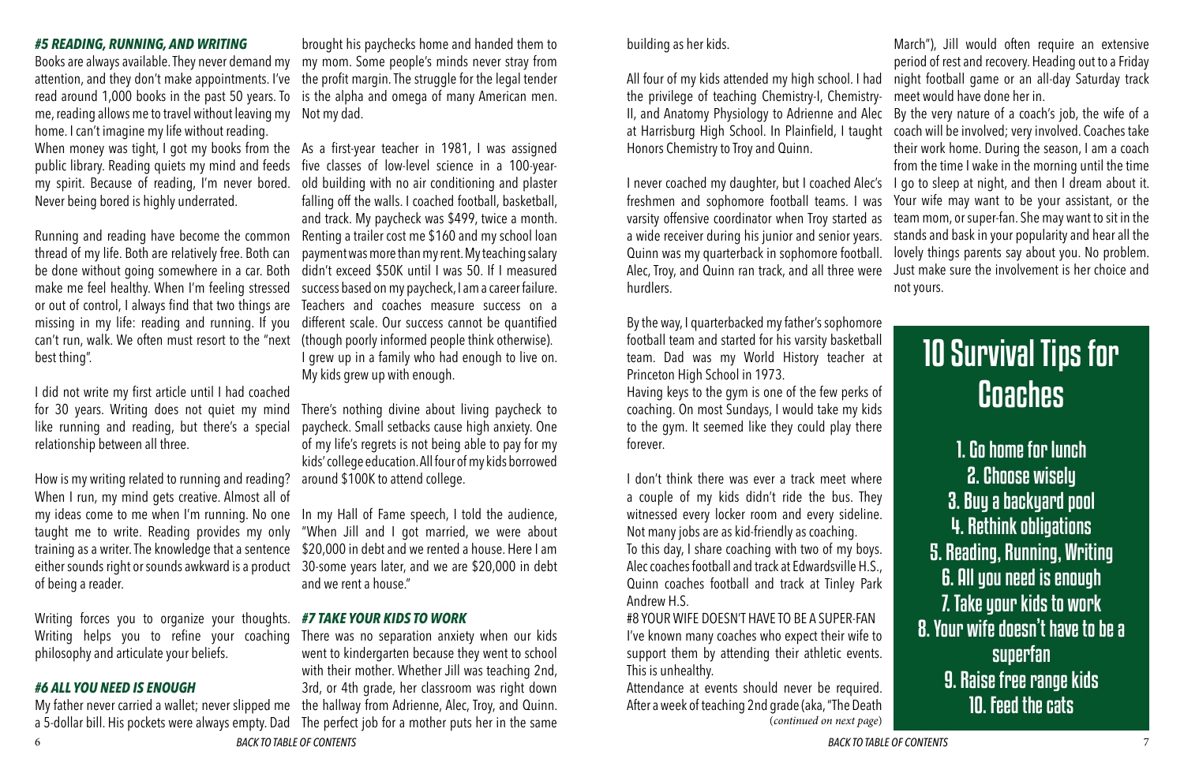### *#5 READING, RUNNING, AND WRITING*

Books are always available. They never demand my attention, and they don't make appointments. I've read around 1,000 books in the past 50 years. To me, reading allows me to travel without leaving my home. I can't imagine my life without reading.

When money was tight, I got my books from the public library. Reading quiets my mind and feeds my spirit. Because of reading, I'm never bored. Never being bored is highly underrated.

Running and reading have become the common thread of my life. Both are relatively free. Both can be done without going somewhere in a car. Both make me feel healthy. When I'm feeling stressed or out of control, I always find that two things are missing in my life: reading and running. If you can't run, walk. We often must resort to the "next best thing".

I did not write my first article until I had coached for 30 years. Writing does not quiet my mind like running and reading, but there's a special relationship between all three.

How is my writing related to running and reading? When I run, my mind gets creative. Almost all of my ideas come to me when I'm running. No one taught me to write. Reading provides my only training as a writer. The knowledge that a sentence either sounds right or sounds awkward is a product of being a reader.

Writing forces you to organize your thoughts. Writing helps you to refine your coaching philosophy and articulate your beliefs.

### *#6 ALL YOU NEED IS ENOUGH*

My father never carried a wallet; never slipped me a 5-dollar bill. His pockets were always empty. Dad brought his paychecks home and handed them to my mom. Some people's minds never stray from the profit margin. The struggle for the legal tender is the alpha and omega of many American men. Not my dad.

As a first-year teacher in 1981, I was assigned five classes of low-level science in a 100-year-old building with no air conditioning and plaster falling off the walls. I coached football, basketball, and track. My paycheck was $499, twice a month. Renting a trailer cost me $160 and my school loan payment was more than my rent. My teaching salary didn't exceed $50K until I was 50. If I measured success based on my paycheck, I am a career failure. Teachers and coaches measure success on a different scale. Our success cannot be quantified (though poorly informed people think otherwise). I grew up in a family who had enough to live on. My kids grew up with enough.

There's nothing divine about living paycheck to paycheck. Small setbacks cause high anxiety. One of my life's regrets is not being able to pay for my kids' college education. All four of my kids borrowed around $100K to attend college.

In my Hall of Fame speech, I told the audience, "When Jill and I got married, we were about $20,000 in debt and we rented a house. Here I am 30-some years later, and we are $20,000 in debt and we rent a house."

### *#7 TAKE YOUR KIDS TO WORK*

There was no separation anxiety when our kids went to kindergarten because they went to school with their mother. Whether Jill was teaching 2nd, 3rd, or 4th grade, her classroom was right down the hallway from Adrienne, Alec, Troy, and Quinn. The perfect job for a mother puts her in the same building as her kids.

All four of my kids attended my high school. I had the privilege of teaching Chemistry-I, Chemistry-II, and Anatomy Physiology to Adrienne and Alec at Harrisburg High School. In Plainfield, I taught Honors Chemistry to Troy and Quinn.

I never coached my daughter, but I coached Alec's freshmen and sophomore football teams. I was varsity offensive coordinator when Troy started as a wide receiver during his junior and senior years. Quinn was my quarterback in sophomore football. Alec, Troy, and Quinn ran track, and all three were hurdlers.

By the way, I quarterbacked my father's sophomore football team and started for his varsity basketball team. Dad was my World History teacher at Princeton High School in 1973.

Having keys to the gym is one of the few perks of coaching. On most Sundays, I would take my kids to the gym. It seemed like they could play there forever.

I don't think there was ever a track meet where a couple of my kids didn't ride the bus. They witnessed every locker room and every sideline. Not many jobs are as kid-friendly as coaching.

To this day, I share coaching with two of my boys. Alec coaches football and track at Edwardsville H.S., Quinn coaches football and track at Tinley Park Andrew H.S.

#8 YOUR WIFE DOESN'T HAVE TO BE A SUPER-FAN

I've known many coaches who expect their wife to support them by attending their athletic events. This is unhealthy.

Attendance at events should never be required. After a week of teaching 2nd grade (aka, "The Death March"), Jill would often require an extensive period of rest and recovery. Heading out to a Friday night football game or an all-day Saturday track meet would have done her in.

By the very nature of a coach's job, the wife of a coach will be involved; very involved. Coaches take their work home. During the season, I am a coach from the time I wake in the morning until the time I go to sleep at night, and then I dream about it. Your wife may want to be your assistant, or the team mom, or super-fan. She may want to sit in the stands and bask in your popularity and hear all the lovely things parents say about you. No problem. Just make sure the involvement is her choice and not yours.

## 10 Survival Tips for Coaches

1. Go home for lunch
2. Choose wisely
3. Buy a backyard pool
4. Rethink obligations
5. Reading, Running, Writing
6. All you need is enough
7. Take your kids to work
8. Your wife doesn't have to be a superfan
9. Raise free range kids
10. Feed the cats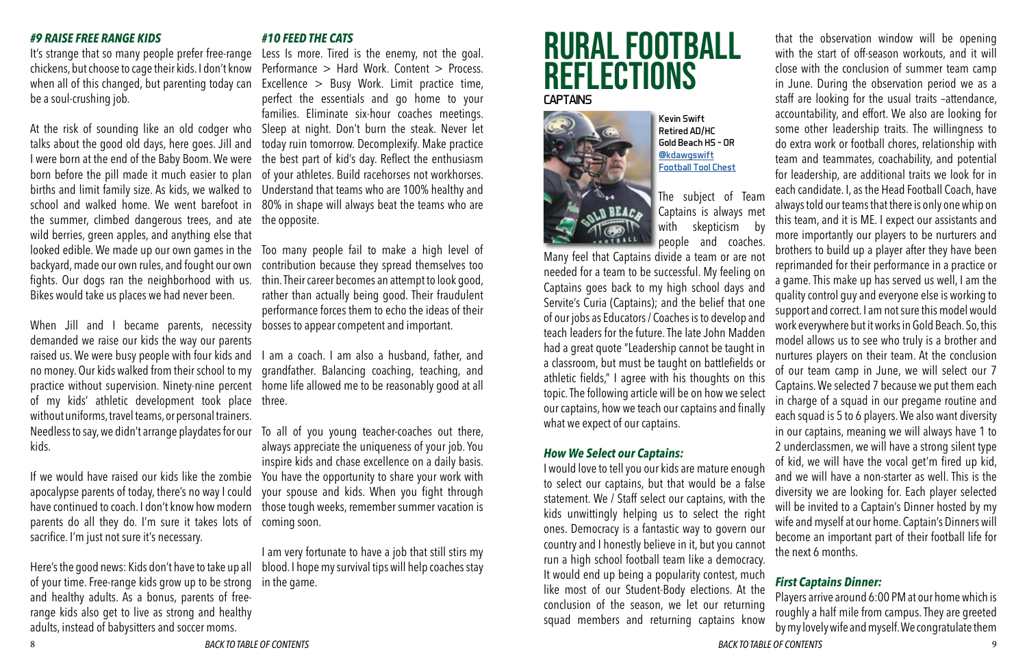### *#9 RAISE FREE RANGE KIDS*

It's strange that so many people prefer free-range chickens, but choose to cage their kids. I don't know when all of this changed, but parenting today can be a soul-crushing job.

At the risk of sounding like an old codger who talks about the good old days, here goes. Jill and I were born at the end of the Baby Boom. We were born before the pill made it much easier to plan births and limit family size. As kids, we walked to school and walked home. We went barefoot in the summer, climbed dangerous trees, and ate wild berries, green apples, and anything else that looked edible. We made up our own games in the backyard, made our own rules, and fought our own fights. Our dogs ran the neighborhood with us. Bikes would take us places we had never been.

When Jill and I became parents, necessity demanded we raise our kids the way our parents raised us. We were busy people with four kids and no money. Our kids walked from their school to my practice without supervision. Ninety-nine percent of my kids' athletic development took place without uniforms, travel teams, or personal trainers. Needless to say, we didn't arrange playdates for our kids.

If we would have raised our kids like the zombie apocalypse parents of today, there's no way I could have continued to coach. I don't know how modern parents do all they do. I'm sure it takes lots of sacrifice. I'm just not sure it's necessary.

Here's the good news: Kids don't have to take up all of your time. Free-range kids grow up to be strong and healthy adults. As a bonus, parents of free-range kids also get to live as strong and healthy adults, instead of babysitters and soccer moms.

### *#10 FEED THE CATS*

Less Is more. Tired is the enemy, not the goal. Performance > Hard Work. Content > Process. Excellence > Busy Work. Limit practice time, perfect the essentials and go home to your families. Eliminate six-hour coaches meetings. Sleep at night. Don't burn the steak. Never let today ruin tomorrow. Decomplexify. Make practice the best part of kid's day. Reflect the enthusiasm of your athletes. Build racehorses not workhorses. Understand that teams who are 100% healthy and 80% in shape will always beat the teams who are the opposite.

Too many people fail to make a high level of contribution because they spread themselves too thin. Their career becomes an attempt to look good, rather than actually being good. Their fraudulent performance forces them to echo the ideas of their bosses to appear competent and important.

I am a coach. I am also a husband, father, and grandfather. Balancing coaching, teaching, and home life allowed me to be reasonably good at all three.

To all of you young teacher-coaches out there, always appreciate the uniqueness of your job. You inspire kids and chase excellence on a daily basis. You have the opportunity to share your work with your spouse and kids. When you fight through those tough weeks, remember summer vacation is coming soon.

I am very fortunate to have a job that still stirs my blood. I hope my survival tips will help coaches stay in the game.

# RURAL FOOTBALL REFLECTIONS

## CAPTAINS

**Kevin Swift**
**Retired AD/HC**
**Gold Beach HS - OR**
**@kdawgswift**
**Football Tool Chest**

The subject of Team Captains is always met with skepticism by people and coaches. Many feel that Captains divide a team or are not needed for a team to be successful. My feeling on Captains goes back to my high school days and Servite's Curia (Captains); and the belief that one of our jobs as Educators / Coaches is to develop and teach leaders for the future. The late John Madden had a great quote "Leadership cannot be taught in a classroom, but must be taught on battlefields or athletic fields," I agree with his thoughts on this topic. The following article will be on how we select our captains, how we teach our captains and finally what we expect of our captains.

### *How We Select our Captains:*

I would love to tell you our kids are mature enough to select our captains, but that would be a false statement. We / Staff select our captains, with the kids unwittingly helping us to select the right ones. Democracy is a fantastic way to govern our country and I honestly believe in it, but you cannot run a high school football team like a democracy. It would end up being a popularity contest, much like most of our Student-Body elections. At the conclusion of the season, we let our returning squad members and returning captains know that the observation window will be opening with the start of off-season workouts, and it will close with the conclusion of summer team camp in June. During the observation period we as a staff are looking for the usual traits –attendance, accountability, and effort. We also are looking for some other leadership traits. The willingness to do extra work or football chores, relationship with team and teammates, coachability, and potential for leadership, are additional traits we look for in each candidate. I, as the Head Football Coach, have always told our teams that there is only one whip on this team, and it is ME. I expect our assistants and more importantly our players to be nurturers and brothers to build up a player after they have been reprimanded for their performance in a practice or a game. This make up has served us well, I am the quality control guy and everyone else is working to support and correct. I am not sure this model would work everywhere but it works in Gold Beach. So, this model allows us to see who truly is a brother and nurtures players on their team. At the conclusion of our team camp in June, we will select our 7 Captains. We selected 7 because we put them each in charge of a squad in our pregame routine and each squad is 5 to 6 players. We also want diversity in our captains, meaning we will always have 1 to 2 underclassmen, we will have a strong silent type of kid, we will have the vocal get'm fired up kid, and we will have a non-starter as well. This is the diversity we are looking for. Each player selected will be invited to a Captain's Dinner hosted by my wife and myself at our home. Captain's Dinners will become an important part of their football life for the next 6 months.

### *First Captains Dinner:*

Players arrive around 6:00 PM at our home which is roughly a half mile from campus. They are greeted by my lovely wife and myself. We congratulate them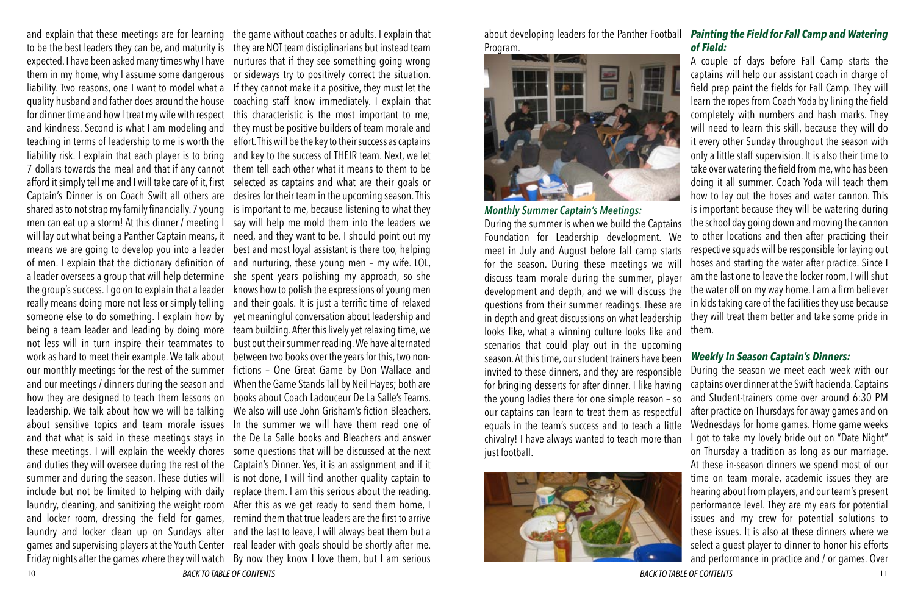and explain that these meetings are for learning to be the best leaders they can be, and maturity is expected. I have been asked many times why I have them in my home, why I assume some dangerous liability. Two reasons, one I want to model what a quality husband and father does around the house for dinner time and how I treat my wife with respect and kindness. Second is what I am modeling and teaching in terms of leadership to me is worth the liability risk. I explain that each player is to bring 7 dollars towards the meal and that if any cannot afford it simply tell me and I will take care of it, first Captain's Dinner is on Coach Swift all others are shared as to not strap my family financially. 7 young men can eat up a storm! At this dinner / meeting I will lay out what being a Panther Captain means, it means we are going to develop you into a leader of men. I explain that the dictionary definition of a leader oversees a group that will help determine the group's success. I go on to explain that a leader really means doing more not less or simply telling someone else to do something. I explain how by being a team leader and leading by doing more not less will in turn inspire their teammates to work as hard to meet their example. We talk about our monthly meetings for the rest of the summer and our meetings / dinners during the season and how they are designed to teach them lessons on leadership. We talk about how we will be talking about sensitive topics and team morale issues and that what is said in these meetings stays in these meetings. I will explain the weekly chores and duties they will oversee during the rest of the summer and during the season. These duties will include but not be limited to helping with daily laundry, cleaning, and sanitizing the weight room and locker room, dressing the field for games, laundry and locker clean up on Sundays after games and supervising players at the Youth Center Friday nights after the games where they will watch the game without coaches or adults. I explain that they are NOT team disciplinarians but instead team nurtures that if they see something going wrong or sideways try to positively correct the situation. If they cannot make it a positive, they must let the coaching staff know immediately. I explain that this characteristic is the most important to me; they must be positive builders of team morale and effort. This will be the key to their success as captains and key to the success of THEIR team. Next, we let them tell each other what it means to them to be selected as captains and what are their goals or desires for their team in the upcoming season. This is important to me, because listening to what they say will help me mold them into the leaders we need, and they want to be. I should point out my best and most loyal assistant is there too, helping and nurturing, these young men – my wife. LOL, she spent years polishing my approach, so she knows how to polish the expressions of young men and their goals. It is just a terrific time of relaxed yet meaningful conversation about leadership and team building. After this lively yet relaxing time, we bust out their summer reading. We have alternated between two books over the years for this, two non-fictions – One Great Game by Don Wallace and When the Game Stands Tall by Neil Hayes; both are books about Coach Ladouceur De La Salle's Teams. We also will use John Grisham's fiction Bleachers. In the summer we will have them read one of the De La Salle books and Bleachers and answer some questions that will be discussed at the next Captain's Dinner. Yes, it is an assignment and if it is not done, I will find another quality captain to replace them. I am this serious about the reading. After this as we get ready to send them home, I remind them that true leaders are the first to arrive and the last to leave, I will always beat them but a real leader with goals should be shortly after me. By now they know I love them, but I am serious about developing leaders for the Panther Football Program.

### *Monthly Summer Captain's Meetings:*

During the summer is when we build the Captains Foundation for Leadership development. We meet in July and August before fall camp starts for the season. During these meetings we will discuss team morale during the summer, player development and depth, and we will discuss the questions from their summer readings. These are in depth and great discussions on what leadership looks like, what a winning culture looks like and scenarios that could play out in the upcoming season. At this time, our student trainers have been invited to these dinners, and they are responsible for bringing desserts for after dinner. I like having the young ladies there for one simple reason – so our captains can learn to treat them as respectful equals in the team's success and to teach a little chivalry! I have always wanted to teach more than just football.

### *Painting the Field for Fall Camp and Watering of Field:*

A couple of days before Fall Camp starts the captains will help our assistant coach in charge of field prep paint the fields for Fall Camp. They will learn the ropes from Coach Yoda by lining the field completely with numbers and hash marks. They will need to learn this skill, because they will do it every other Sunday throughout the season with only a little staff supervision. It is also their time to take over watering the field from me, who has been doing it all summer. Coach Yoda will teach them how to lay out the hoses and water cannon. This is important because they will be watering during the school day going down and moving the cannon to other locations and then after practicing their respective squads will be responsible for laying out hoses and starting the water after practice. Since I am the last one to leave the locker room, I will shut the water off on my way home. I am a firm believer in kids taking care of the facilities they use because they will treat them better and take some pride in them.

### *Weekly In Season Captain's Dinners:*

During the season we meet each week with our captains over dinner at the Swift hacienda. Captains and Student-trainers come over around 6:30 PM after practice on Thursdays for away games and on Wednesdays for home games. Home game weeks I got to take my lovely bride out on "Date Night" on Thursday a tradition as long as our marriage. At these in-season dinners we spend most of our time on team morale, academic issues they are hearing about from players, and our team's present performance level. They are my ears for potential issues and my crew for potential solutions to these issues. It is also at these dinners where we select a guest player to dinner to honor his efforts and performance in practice and / or games. Over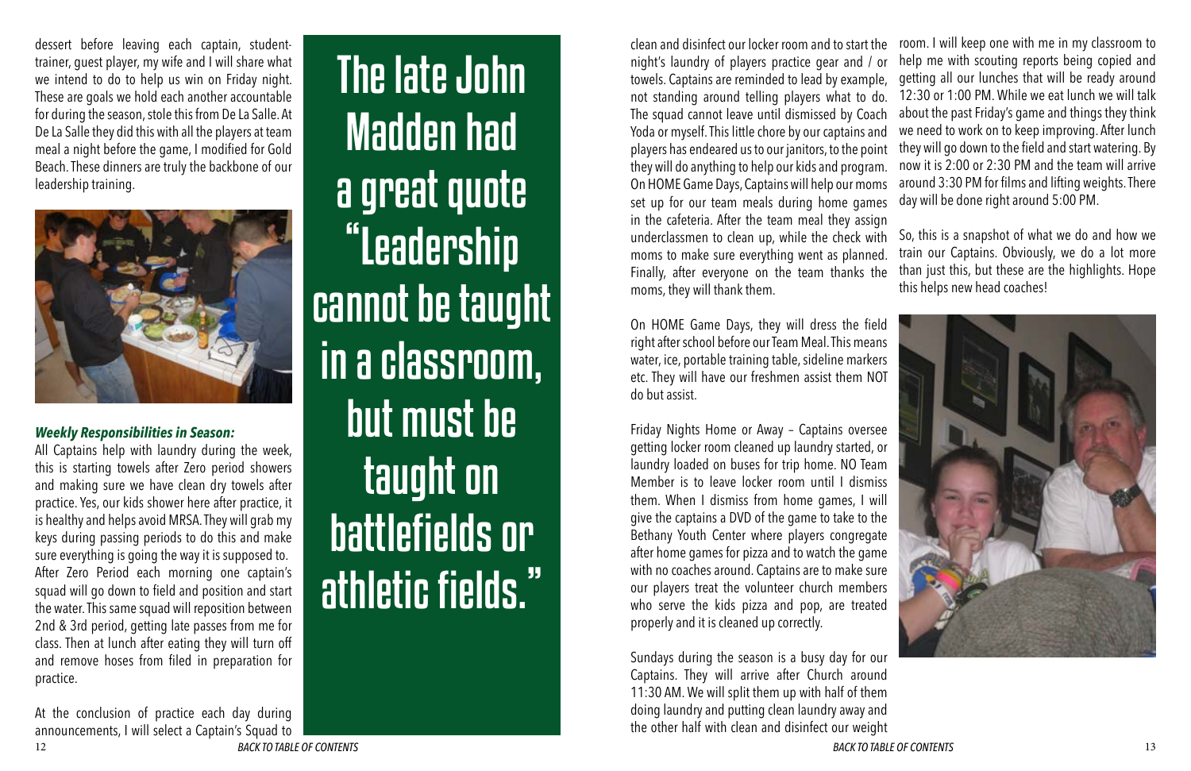dessert before leaving each captain, student-trainer, guest player, my wife and I will share what we intend to do to help us win on Friday night. These are goals we hold each another accountable for during the season, stole this from De La Salle. At De La Salle they did this with all the players at team meal a night before the game, I modified for Gold Beach. These dinners are truly the backbone of our leadership training.

***Weekly Responsibilities in Season:***

All Captains help with laundry during the week, this is starting towels after Zero period showers and making sure we have clean dry towels after practice. Yes, our kids shower here after practice, it is healthy and helps avoid MRSA. They will grab my keys during passing periods to do this and make sure everything is going the way it is supposed to. After Zero Period each morning one captain's squad will go down to field and position and start the water. This same squad will reposition between 2nd & 3rd period, getting late passes from me for class. Then at lunch after eating they will turn off and remove hoses from filed in preparation for practice.

At the conclusion of practice each day during announcements, I will select a Captain's Squad to clean and disinfect our locker room and to start the night's laundry of players practice gear and / or towels. Captains are reminded to lead by example, not standing around telling players what to do. The squad cannot leave until dismissed by Coach Yoda or myself. This little chore by our captains and players has endeared us to our janitors, to the point they will do anything to help our kids and program. On HOME Game Days, Captains will help our moms set up for our team meals during home games in the cafeteria. After the team meal they assign underclassmen to clean up, while the check with moms to make sure everything went as planned. Finally, after everyone on the team thanks the moms, they will thank them.

## The late John Madden had a great quote "Leadership cannot be taught in a classroom, but must be taught on battlefields or athletic fields."

On HOME Game Days, they will dress the field right after school before our Team Meal. This means water, ice, portable training table, sideline markers etc. They will have our freshmen assist them NOT do but assist.

Friday Nights Home or Away – Captains oversee getting locker room cleaned up laundry started, or laundry loaded on buses for trip home. NO Team Member is to leave locker room until I dismiss them. When I dismiss from home games, I will give the captains a DVD of the game to take to the Bethany Youth Center where players congregate after home games for pizza and to watch the game with no coaches around. Captains are to make sure our players treat the volunteer church members who serve the kids pizza and pop, are treated properly and it is cleaned up correctly.

Sundays during the season is a busy day for our Captains. They will arrive after Church around 11:30 AM. We will split them up with half of them doing laundry and putting clean laundry away and the other half with clean and disinfect our weight room. I will keep one with me in my classroom to help me with scouting reports being copied and getting all our lunches that will be ready around 12:30 or 1:00 PM. While we eat lunch we will talk about the past Friday's game and things they think we need to work on to keep improving. After lunch they will go down to the field and start watering. By now it is 2:00 or 2:30 PM and the team will arrive around 3:30 PM for films and lifting weights. There day will be done right around 5:00 PM.

So, this is a snapshot of what we do and how we train our Captains. Obviously, we do a lot more than just this, but these are the highlights. Hope this helps new head coaches!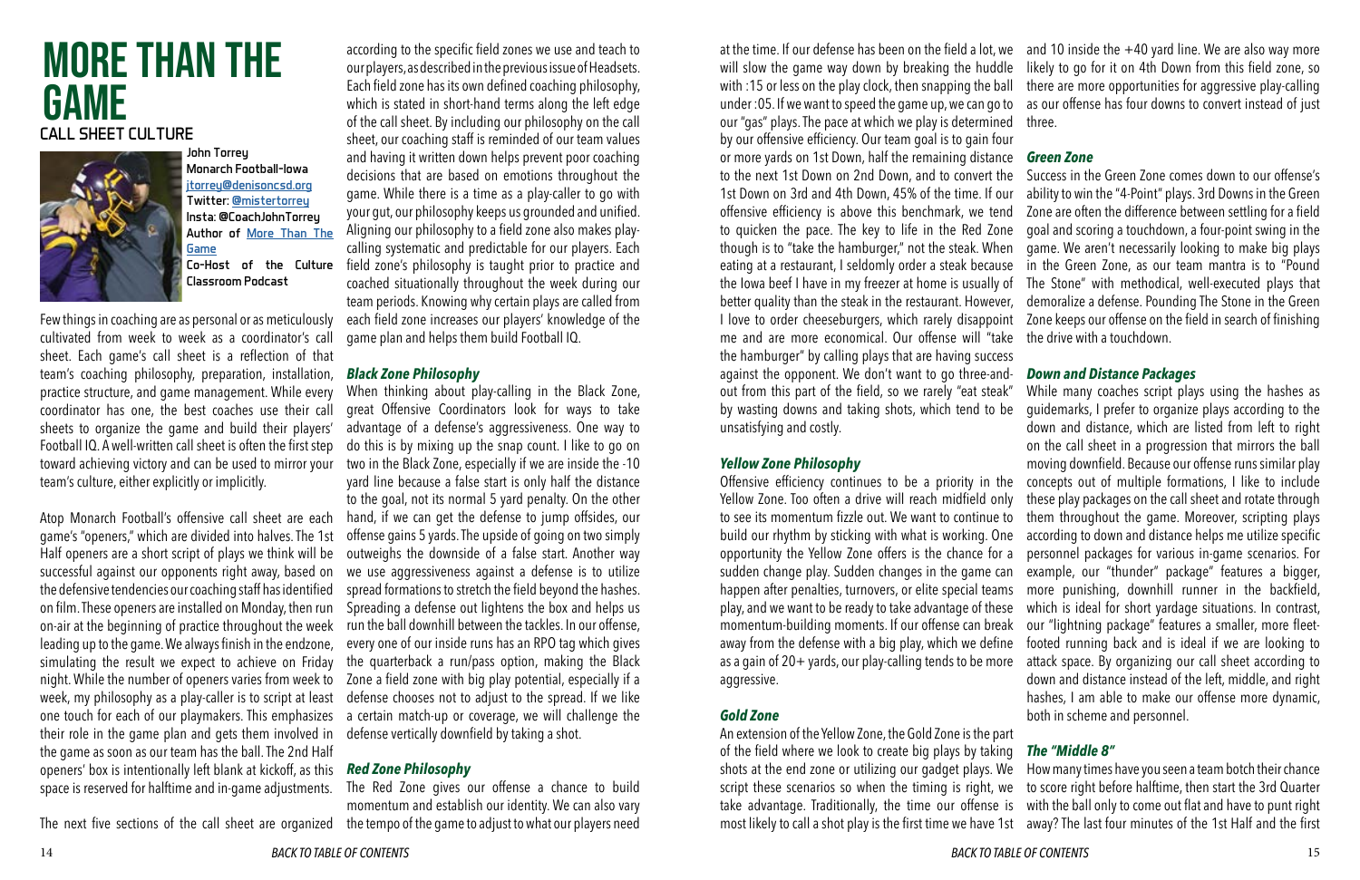# MORE THAN THE GAME

## CALL SHEET CULTURE

John Torrey
Monarch Football-Iowa
jtorrey@denisoncsd.org
Twitter: @mistertorrey
Insta: @CoachJohnTorrey
Author of More Than The Game
Co-Host of the Culture Classroom Podcast

Few things in coaching are as personal or as meticulously cultivated from week to week as a coordinator's call sheet. Each game's call sheet is a reflection of that team's coaching philosophy, preparation, installation, practice structure, and game management. While every coordinator has one, the best coaches use their call sheets to organize the game and build their players' Football IQ. A well-written call sheet is often the first step toward achieving victory and can be used to mirror your team's culture, either explicitly or implicitly.

Atop Monarch Football's offensive call sheet are each game's "openers," which are divided into halves. The 1st Half openers are a short script of plays we think will be successful against our opponents right away, based on the defensive tendencies our coaching staff has identified on film. These openers are installed on Monday, then run on-air at the beginning of practice throughout the week leading up to the game. We always finish in the endzone, simulating the result we expect to achieve on Friday night. While the number of openers varies from week to week, my philosophy as a play-caller is to script at least one touch for each of our playmakers. This emphasizes their role in the game plan and gets them involved in the game as soon as our team has the ball. The 2nd Half openers' box is intentionally left blank at kickoff, as this space is reserved for halftime and in-game adjustments.

The next five sections of the call sheet are organized according to the specific field zones we use and teach to our players, as described in the previous issue of Headsets. Each field zone has its own defined coaching philosophy, which is stated in short-hand terms along the left edge of the call sheet. By including our philosophy on the call sheet, our coaching staff is reminded of our team values and having it written down helps prevent poor coaching decisions that are based on emotions throughout the game. While there is a time as a play-caller to go with your gut, our philosophy keeps us grounded and unified. Aligning our philosophy to a field zone also makes play-calling systematic and predictable for our players. Each field zone's philosophy is taught prior to practice and coached situationally throughout the week during our team periods. Knowing why certain plays are called from each field zone increases our players' knowledge of the game plan and helps them build Football IQ.

### *Black Zone Philosophy*

When thinking about play-calling in the Black Zone, great Offensive Coordinators look for ways to take advantage of a defense's aggressiveness. One way to do this is by mixing up the snap count. I like to go on two in the Black Zone, especially if we are inside the -10 yard line because a false start is only half the distance to the goal, not its normal 5 yard penalty. On the other hand, if we can get the defense to jump offsides, our offense gains 5 yards. The upside of going on two simply outweighs the downside of a false start. Another way we use aggressiveness against a defense is to utilize spread formations to stretch the field beyond the hashes. Spreading a defense out lightens the box and helps us run the ball downhill between the tackles. In our offense, every one of our inside runs has an RPO tag which gives the quarterback a run/pass option, making the Black Zone a field zone with big play potential, especially if a defense chooses not to adjust to the spread. If we like a certain match-up or coverage, we will challenge the defense vertically downfield by taking a shot.

### *Red Zone Philosophy*

The Red Zone gives our offense a chance to build momentum and establish our identity. We can also vary the tempo of the game to adjust to what our players need at the time. If our defense has been on the field a lot, we will slow the game way down by breaking the huddle with :15 or less on the play clock, then snapping the ball under :05. If we want to speed the game up, we can go to our "gas" plays. The pace at which we play is determined by our offensive efficiency. Our team goal is to gain four or more yards on 1st Down, half the remaining distance to the next 1st Down on 2nd Down, and to convert the 1st Down on 3rd and 4th Down, 45% of the time. If our offensive efficiency is above this benchmark, we tend to quicken the pace. The key to life in the Red Zone though is to "take the hamburger," not the steak. When eating at a restaurant, I seldomly order a steak because the Iowa beef I have in my freezer at home is usually of better quality than the steak in the restaurant. However, I love to order cheeseburgers, which rarely disappoint me and are more economical. Our offense will "take the hamburger" by calling plays that are having success against the opponent. We don't want to go three-and-out from this part of the field, so we rarely "eat steak" by wasting downs and taking shots, which tend to be unsatisfying and costly.

### *Yellow Zone Philosophy*

Offensive efficiency continues to be a priority in the Yellow Zone. Too often a drive will reach midfield only to see its momentum fizzle out. We want to continue to build our rhythm by sticking with what is working. One opportunity the Yellow Zone offers is the chance for a sudden change play. Sudden changes in the game can happen after penalties, turnovers, or elite special teams play, and we want to be ready to take advantage of these momentum-building moments. If our offense can break away from the defense with a big play, which we define as a gain of 20+ yards, our play-calling tends to be more aggressive.

### *Gold Zone*

An extension of the Yellow Zone, the Gold Zone is the part of the field where we look to create big plays by taking shots at the end zone or utilizing our gadget plays. We script these scenarios so when the timing is right, we take advantage. Traditionally, the time our offense is most likely to call a shot play is the first time we have 1st and 10 inside the +40 yard line. We are also way more likely to go for it on 4th Down from this field zone, so there are more opportunities for aggressive play-calling as our offense has four downs to convert instead of just three.

### *Green Zone*

Success in the Green Zone comes down to our offense's ability to win the "4-Point" plays. 3rd Downs in the Green Zone are often the difference between settling for a field goal and scoring a touchdown, a four-point swing in the game. We aren't necessarily looking to make big plays in the Green Zone, as our team mantra is to "Pound The Stone" with methodical, well-executed plays that demoralize a defense. Pounding The Stone in the Green Zone keeps our offense on the field in search of finishing the drive with a touchdown.

### *Down and Distance Packages*

While many coaches script plays using the hashes as guidemarks, I prefer to organize plays according to the down and distance, which are listed from left to right on the call sheet in a progression that mirrors the ball moving downfield. Because our offense runs similar play concepts out of multiple formations, I like to include these play packages on the call sheet and rotate through them throughout the game. Moreover, scripting plays according to down and distance helps me utilize specific personnel packages for various in-game scenarios. For example, our "thunder" package" features a bigger, more punishing, downhill runner in the backfield, which is ideal for short yardage situations. In contrast, our "lightning package" features a smaller, more fleet-footed running back and is ideal if we are looking to attack space. By organizing our call sheet according to down and distance instead of the left, middle, and right hashes, I am able to make our offense more dynamic, both in scheme and personnel.

### *The "Middle 8"*

How many times have you seen a team botch their chance to score right before halftime, then start the 3rd Quarter with the ball only to come out flat and have to punt right away? The last four minutes of the 1st Half and the first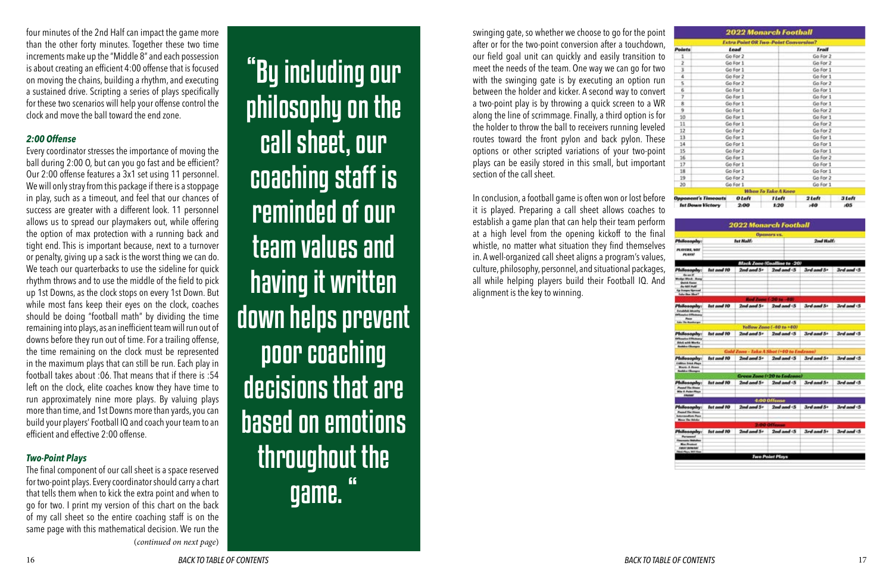four minutes of the 2nd Half can impact the game more than the other forty minutes. Together these two time increments make up the "Middle 8" and each possession is about creating an efficient 4:00 offense that is focused on moving the chains, building a rhythm, and executing a sustained drive. Scripting a series of plays specifically for these two scenarios will help your offense control the clock and move the ball toward the end zone.

### *2:00 Offense*

Every coordinator stresses the importance of moving the ball during 2:00 O, but can you go fast and be efficient? Our 2:00 offense features a 3x1 set using 11 personnel. We will only stray from this package if there is a stoppage in play, such as a timeout, and feel that our chances of success are greater with a different look. 11 personnel allows us to spread our playmakers out, while offering the option of max protection with a running back and tight end. This is important because, next to a turnover or penalty, giving up a sack is the worst thing we can do. We teach our quarterbacks to use the sideline for quick rhythm throws and to use the middle of the field to pick up 1st Downs, as the clock stops on every 1st Down. But while most fans keep their eyes on the clock, coaches should be doing "football math" by dividing the time remaining into plays, as an inefficient team will run out of downs before they run out of time. For a trailing offense, the time remaining on the clock must be represented in the maximum plays that can still be run. Each play in football takes about :06. That means that if there is :54 left on the clock, elite coaches know they have time to run approximately nine more plays. By valuing plays more than time, and 1st Downs more than yards, you can build your players' Football IQ and coach your team to an efficient and effective 2:00 offense.

### *Two-Point Plays*

The final component of our call sheet is a space reserved for two-point plays. Every coordinator should carry a chart that tells them when to kick the extra point and when to go for two. I print my version of this chart on the back of my call sheet so the entire coaching staff is on the same page with this mathematical decision. We run the swinging gate, so whether we choose to go for the point after or for the two-point conversion after a touchdown, our field goal unit can quickly and easily transition to meet the needs of the team. One way we can go for two with the swinging gate is by executing an option run between the holder and kicker. A second way to convert a two-point play is by throwing a quick screen to a WR along the line of scrimmage. Finally, a third option is for the holder to throw the ball to receivers running leveled routes toward the front pylon and back pylon. These options or other scripted variations of your two-point plays can be easily stored in this small, but important section of the call sheet.

> "By including our philosophy on the call sheet, our coaching staff is reminded of our team values and having it written down helps prevent poor coaching decisions that are based on emotions throughout the game."

In conclusion, a football game is often won or lost before it is played. Preparing a call sheet allows coaches to establish a game plan that can help their team perform at a high level from the opening kickoff to the final whistle, no matter what situation they find themselves in. A well-organized call sheet aligns a program's values, culture, philosophy, personnel, and situational packages, all while helping players build their Football IQ. And alignment is the key to winning.

**2022 Monarch Football**

*Extra Point OR Two-Point Conversion?*

| Points | Lead | Trail |
|---|---|---|
| 1 | Go For 2 | Go For 2 |
| 2 | Go For 1 | Go For 2 |
| 3 | Go For 1 | Go For 1 |
| 4 | Go For 2 | Go For 1 |
| 5 | Go For 2 | Go For 2 |
| 6 | Go For 1 | Go For 1 |
| 7 | Go For 1 | Go For 1 |
| 8 | Go For 1 | Go For 1 |
| 9 | Go For 1 | Go For 2 |
| 10 | Go For 1 | Go For 1 |
| 11 | Go For 1 | Go For 2 |
| 12 | Go For 2 | Go For 2 |
| 13 | Go For 1 | Go For 1 |
| 14 | Go For 1 | Go For 1 |
| 15 | Go For 2 | Go For 1 |
| 16 | Go For 1 | Go For 2 |
| 17 | Go For 1 | Go For 1 |
| 18 | Go For 1 | Go For 1 |
| 19 | Go For 2 | Go For 2 |
| 20 | Go For 1 | Go For 1 |

*When To Take A Knee*

| Opponent's Timeouts | 0 Left | 1 Left | 2 Left | 3 Left |
|---|---|---|---|---|
| 1st Down Victory | 2:00 | 1:20 | :40 | :05 |

**2022 Monarch Football**

*Opponent vs.*

| Philosophy: | 1st Half: | | 2nd Half: | | |
|---|---|---|---|---|---|
| PLAYERS, NOT PLAYS! | | | | | |
| **Black Zone (Goalline to -20)** | | | | | |
| Philosophy: | 1st and 10 | 2nd and 5+ | 2nd and <5 | 3rd and 5+ | 3rd and <5 |
| **Red Zone (-20 to -40)** | | | | | |
| Philosophy: | 1st and 10 | 2nd and 5+ | 2nd and <5 | 3rd and 5+ | 3rd and <5 |
| **Yellow Zone (-40 to +40)** | | | | | |
| Philosophy: | 1st and 10 | 2nd and 5+ | 2nd and <5 | 3rd and 5+ | 3rd and <5 |
| **Gold Zone - Take A Shot (+40 to Endzone)** | | | | | |
| Philosophy: | 1st and 10 | 2nd and 5+ | 2nd and <5 | 3rd and 5+ | 3rd and <5 |
| **Green Zone (+20 to Endzone)** | | | | | |
| Philosophy: | 1st and 10 | 2nd and 5+ | 2nd and <5 | 3rd and 5+ | 3rd and <5 |
| **4:00 Offense** | | | | | |
| Philosophy: | 1st and 10 | 2nd and 5+ | 2nd and <5 | 3rd and 5+ | 3rd and <5 |
| **2:00 Offense** | | | | | |
| Philosophy: | 1st and 10 | 2nd and 5+ | 2nd and <5 | 3rd and 5+ | 3rd and <5 |
| **Two Point Plays** | | | | | |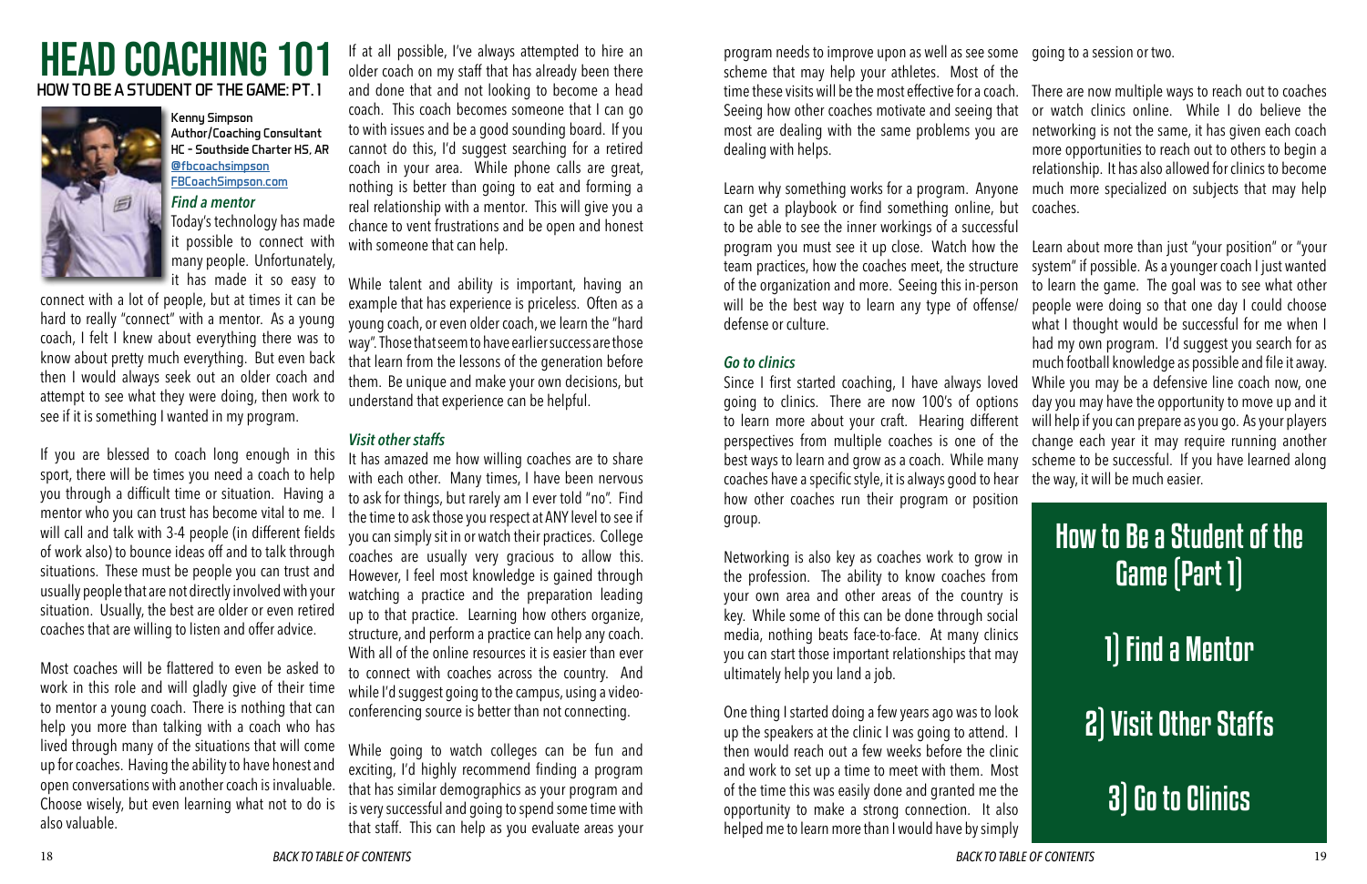# HEAD COACHING 101

## HOW TO BE A STUDENT OF THE GAME: PT. 1

**Kenny Simpson**
**Author/Coaching Consultant**
**HC – Southside Charter HS, AR**
@fbcoachsimpson
FBCoachSimpson.com

### *Find a mentor*

Today's technology has made it possible to connect with many people. Unfortunately, it has made it so easy to connect with a lot of people, but at times it can be hard to really "connect" with a mentor. As a young coach, I felt I knew about everything there was to know about pretty much everything. But even back then I would always seek out an older coach and attempt to see what they were doing, then work to see if it is something I wanted in my program.

If you are blessed to coach long enough in this sport, there will be times you need a coach to help you through a difficult time or situation. Having a mentor who you can trust has become vital to me. I will call and talk with 3-4 people (in different fields of work also) to bounce ideas off and to talk through situations. These must be people you can trust and usually people that are not directly involved with your situation. Usually, the best are older or even retired coaches that are willing to listen and offer advice.

Most coaches will be flattered to even be asked to work in this role and will gladly give of their time to mentor a young coach. There is nothing that can help you more than talking with a coach who has lived through many of the situations that will come up for coaches. Having the ability to have honest and open conversations with another coach is invaluable. Choose wisely, but even learning what not to do is also valuable.

If at all possible, I've always attempted to hire an older coach on my staff that has already been there and done that and not looking to become a head coach. This coach becomes someone that I can go to with issues and be a good sounding board. If you cannot do this, I'd suggest searching for a retired coach in your area. While phone calls are great, nothing is better than going to eat and forming a real relationship with a mentor. This will give you a chance to vent frustrations and be open and honest with someone that can help.

While talent and ability is important, having an example that has experience is priceless. Often as a young coach, or even older coach, we learn the "hard way". Those that seem to have earlier success are those that learn from the lessons of the generation before them. Be unique and make your own decisions, but understand that experience can be helpful.

### *Visit other staffs*

It has amazed me how willing coaches are to share with each other. Many times, I have been nervous to ask for things, but rarely am I ever told "no". Find the time to ask those you respect at ANY level to see if you can simply sit in or watch their practices. College coaches are usually very gracious to allow this. However, I feel most knowledge is gained through watching a practice and the preparation leading up to that practice. Learning how others organize, structure, and perform a practice can help any coach. With all of the online resources it is easier than ever to connect with coaches across the country. And while I'd suggest going to the campus, using a video-conferencing source is better than not connecting.

While going to watch colleges can be fun and exciting, I'd highly recommend finding a program that has similar demographics as your program and is very successful and going to spend some time with that staff. This can help as you evaluate areas your program needs to improve upon as well as see some scheme that may help your athletes. Most of the time these visits will be the most effective for a coach. Seeing how other coaches motivate and seeing that most are dealing with the same problems you are dealing with helps.

Learn why something works for a program. Anyone can get a playbook or find something online, but to be able to see the inner workings of a successful program you must see it up close. Watch how the team practices, how the coaches meet, the structure of the organization and more. Seeing this in-person will be the best way to learn any type of offense/defense or culture.

### *Go to clinics*

Since I first started coaching, I have always loved going to clinics. There are now 100's of options to learn more about your craft. Hearing different perspectives from multiple coaches is one of the best ways to learn and grow as a coach. While many coaches have a specific style, it is always good to hear how other coaches run their program or position group.

Networking is also key as coaches work to grow in the profession. The ability to know coaches from your own area and other areas of the country is key. While some of this can be done through social media, nothing beats face-to-face. At many clinics you can start those important relationships that may ultimately help you land a job.

One thing I started doing a few years ago was to look up the speakers at the clinic I was going to attend. I then would reach out a few weeks before the clinic and work to set up a time to meet with them. Most of the time this was easily done and granted me the opportunity to make a strong connection. It also helped me to learn more than I would have by simply going to a session or two.

There are now multiple ways to reach out to coaches or watch clinics online. While I do believe the networking is not the same, it has given each coach more opportunities to reach out to others to begin a relationship. It has also allowed for clinics to become much more specialized on subjects that may help coaches.

Learn about more than just "your position" or "your system" if possible. As a younger coach I just wanted to learn the game. The goal was to see what other people were doing so that one day I could choose what I thought would be successful for me when I had my own program. I'd suggest you search for as much football knowledge as possible and file it away. While you may be a defensive line coach now, one day you may have the opportunity to move up and it will help if you can prepare as you go. As your players change each year it may require running another scheme to be successful. If you have learned along the way, it will be much easier.

> **How to Be a Student of the Game (Part 1)**
>
> **1) Find a Mentor**
>
> **2) Visit Other Staffs**
>
> **3) Go to Clinics**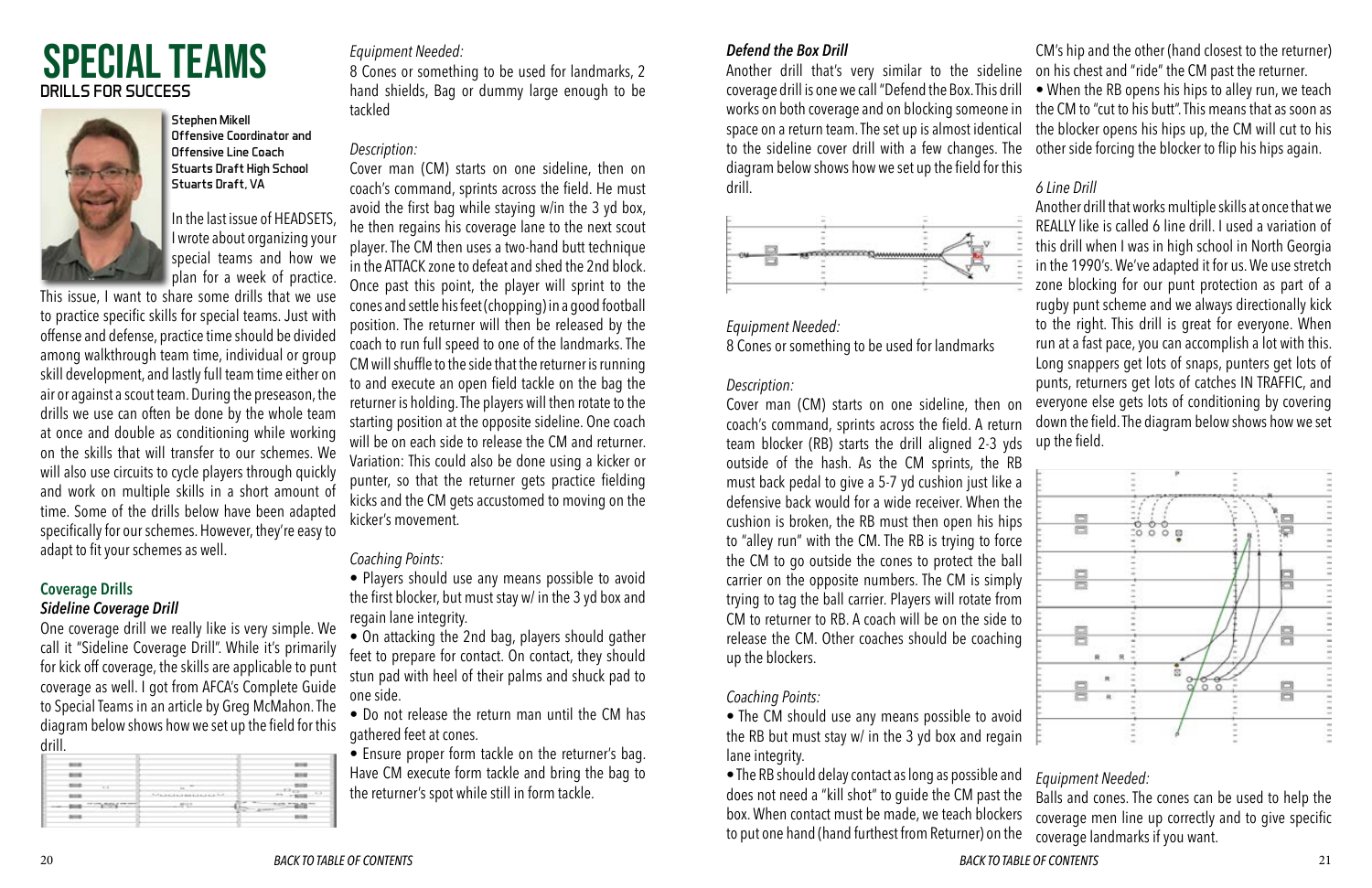# SPECIAL TEAMS

## DRILLS FOR SUCCESS

**Stephen Mikell**
**Offensive Coordinator and Offensive Line Coach**
**Stuarts Draft High School**
**Stuarts Draft, VA**

In the last issue of HEADSETS, I wrote about organizing your special teams and how we plan for a week of practice. This issue, I want to share some drills that we use to practice specific skills for special teams. Just with offense and defense, practice time should be divided among walkthrough team time, individual or group skill development, and lastly full team time either on air or against a scout team. During the preseason, the drills we use can often be done by the whole team at once and double as conditioning while working on the skills that will transfer to our schemes. We will also use circuits to cycle players through quickly and work on multiple skills in a short amount of time. Some of the drills below have been adapted specifically for our schemes. However, they're easy to adapt to fit your schemes as well.

### Coverage Drills

#### *Sideline Coverage Drill*

One coverage drill we really like is very simple. We call it "Sideline Coverage Drill". While it's primarily for kick off coverage, the skills are applicable to punt coverage as well. I got from AFCA's Complete Guide to Special Teams in an article by Greg McMahon. The diagram below shows how we set up the field for this drill.

*Equipment Needed:*

8 Cones or something to be used for landmarks, 2 hand shields, Bag or dummy large enough to be tackled

*Description:*

Cover man (CM) starts on one sideline, then on coach's command, sprints across the field. He must avoid the first bag while staying w/in the 3 yd box, he then regains his coverage lane to the next scout player. The CM then uses a two-hand butt technique in the ATTACK zone to defeat and shed the 2nd block. Once past this point, the player will sprint to the cones and settle his feet (chopping) in a good football position. The returner will then be released by the coach to run full speed to one of the landmarks. The CM will shuffle to the side that the returner is running to and execute an open field tackle on the bag the returner is holding. The players will then rotate to the starting position at the opposite sideline. One coach will be on each side to release the CM and returner. Variation: This could also be done using a kicker or punter, so that the returner gets practice fielding kicks and the CM gets accustomed to moving on the kicker's movement.

*Coaching Points:*

- Players should use any means possible to avoid the first blocker, but must stay w/ in the 3 yd box and regain lane integrity.
- On attacking the 2nd bag, players should gather feet to prepare for contact. On contact, they should stun pad with heel of their palms and shuck pad to one side.
- Do not release the return man until the CM has gathered feet at cones.
- Ensure proper form tackle on the returner's bag. Have CM execute form tackle and bring the bag to the returner's spot while still in form tackle.

#### *Defend the Box Drill*

Another drill that's very similar to the sideline coverage drill is one we call "Defend the Box. This drill works on both coverage and on blocking someone in space on a return team. The set up is almost identical to the sideline cover drill with a few changes. The diagram below shows how we set up the field for this drill.

*Equipment Needed:*

8 Cones or something to be used for landmarks

*Description:*

Cover man (CM) starts on one sideline, then on coach's command, sprints across the field. A return team blocker (RB) starts the drill aligned 2-3 yds outside of the hash. As the CM sprints, the RB must back pedal to give a 5-7 yd cushion just like a defensive back would for a wide receiver. When the cushion is broken, the RB must then open his hips to "alley run" with the CM. The RB is trying to force the CM to go outside the cones to protect the ball carrier on the opposite numbers. The CM is simply trying to tag the ball carrier. Players will rotate from CM to returner to RB. A coach will be on the side to release the CM. Other coaches should be coaching up the blockers.

*Coaching Points:*

- The CM should use any means possible to avoid the RB but must stay w/ in the 3 yd box and regain lane integrity.
- The RB should delay contact as long as possible and does not need a "kill shot" to guide the CM past the box. When contact must be made, we teach blockers to put one hand (hand furthest from Returner) on the CM's hip and the other (hand closest to the returner) on his chest and "ride" the CM past the returner.
- When the RB opens his hips to alley run, we teach the CM to "cut to his butt". This means that as soon as the blocker opens his hips up, the CM will cut to his other side forcing the blocker to flip his hips again.

#### *6 Line Drill*

Another drill that works multiple skills at once that we REALLY like is called 6 line drill. I used a variation of this drill when I was in high school in North Georgia in the 1990's. We've adapted it for us. We use stretch zone blocking for our punt protection as part of a rugby punt scheme and we always directionally kick to the right. This drill is great for everyone. When run at a fast pace, you can accomplish a lot with this. Long snappers get lots of snaps, punters get lots of punts, returners get lots of catches IN TRAFFIC, and everyone else gets lots of conditioning by covering down the field. The diagram below shows how we set up the field.

*Equipment Needed:*

Balls and cones. The cones can be used to help the coverage men line up correctly and to give specific coverage landmarks if you want.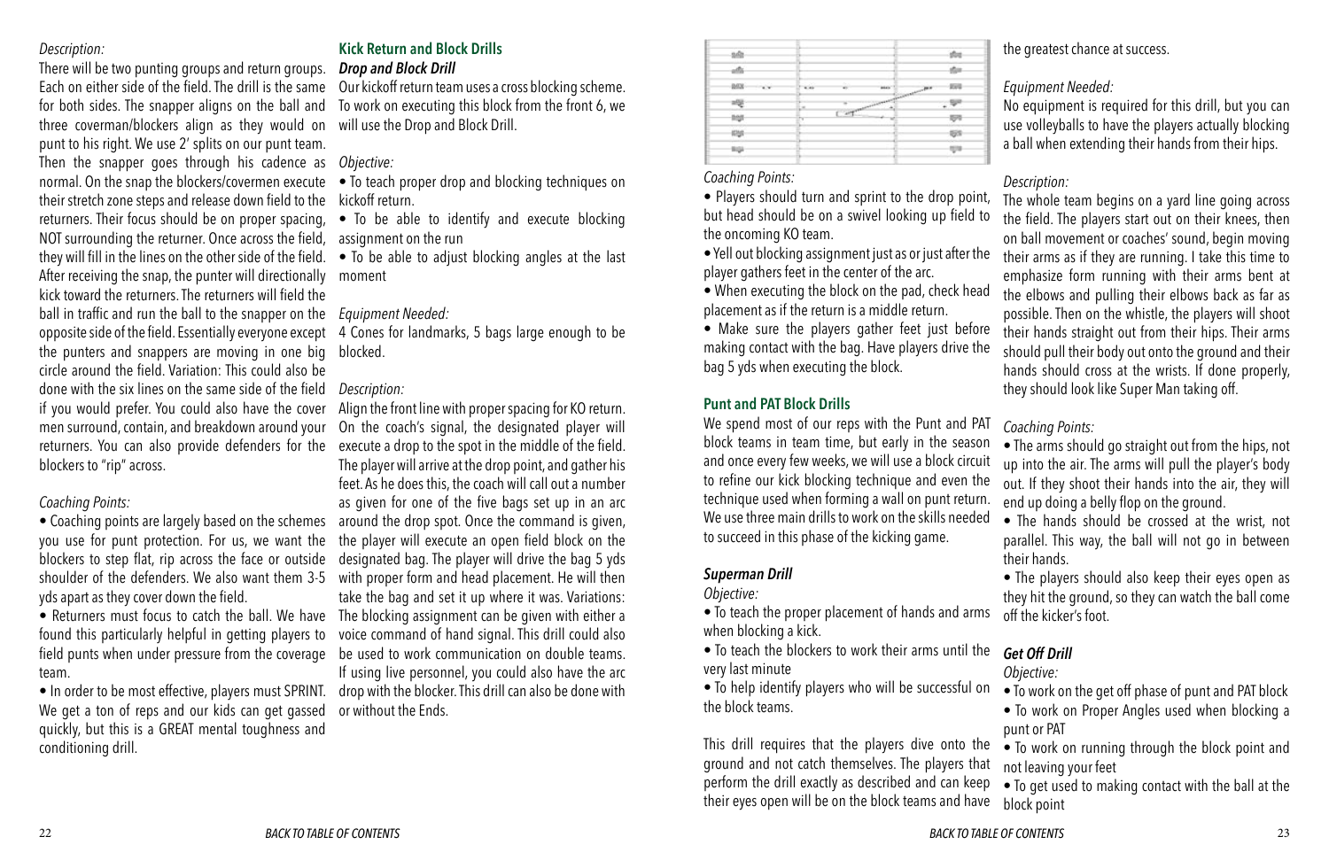*Description:*

There will be two punting groups and return groups. Each on either side of the field. The drill is the same for both sides. The snapper aligns on the ball and three coverman/blockers align as they would on punt to his right. We use 2' splits on our punt team. Then the snapper goes through his cadence as normal. On the snap the blockers/covermen execute their stretch zone steps and release down field to the returners. Their focus should be on proper spacing, NOT surrounding the returner. Once across the field, they will fill in the lines on the other side of the field. After receiving the snap, the punter will directionally kick toward the returners. The returners will field the ball in traffic and run the ball to the snapper on the opposite side of the field. Essentially everyone except the punters and snappers are moving in one big circle around the field. Variation: This could also be done with the six lines on the same side of the field if you would prefer. You could also have the cover men surround, contain, and breakdown around your returners. You can also provide defenders for the blockers to "rip" across.

*Coaching Points:*

- Coaching points are largely based on the schemes you use for punt protection. For us, we want the blockers to step flat, rip across the face or outside shoulder of the defenders. We also want them 3-5 yds apart as they cover down the field.
- Returners must focus to catch the ball. We have found this particularly helpful in getting players to field punts when under pressure from the coverage team.
- In order to be most effective, players must SPRINT. We get a ton of reps and our kids can get gassed quickly, but this is a GREAT mental toughness and conditioning drill.

## Kick Return and Block Drills

### *Drop and Block Drill*

Our kickoff return team uses a cross blocking scheme. To work on executing this block from the front 6, we will use the Drop and Block Drill.

*Objective:*

- To teach proper drop and blocking techniques on kickoff return.
- To be able to identify and execute blocking assignment on the run
- To be able to adjust blocking angles at the last moment

*Equipment Needed:*

4 Cones for landmarks, 5 bags large enough to be blocked.

*Description:*

Align the front line with proper spacing for KO return. On the coach's signal, the designated player will execute a drop to the spot in the middle of the field. The player will arrive at the drop point, and gather his feet. As he does this, the coach will call out a number as given for one of the five bags set up in an arc around the drop spot. Once the command is given, the player will execute an open field block on the designated bag. The player will drive the bag 5 yds with proper form and head placement. He will then take the bag and set it up where it was. Variations: The blocking assignment can be given with either a voice command of hand signal. This drill could also be used to work communication on double teams. If using live personnel, you could also have the arc drop with the blocker. This drill can also be done with or without the Ends.

*Coaching Points:*

- Players should turn and sprint to the drop point, but head should be on a swivel looking up field to the oncoming KO team.
- Yell out blocking assignment just as or just after the player gathers feet in the center of the arc.
- When executing the block on the pad, check head placement as if the return is a middle return.
- Make sure the players gather feet just before making contact with the bag. Have players drive the bag 5 yds when executing the block.

## Punt and PAT Block Drills

We spend most of our reps with the Punt and PAT block teams in team time, but early in the season and once every few weeks, we will use a block circuit to refine our kick blocking technique and even the technique used when forming a wall on punt return. We use three main drills to work on the skills needed to succeed in this phase of the kicking game.

### *Superman Drill*

*Objective:*

- To teach the proper placement of hands and arms when blocking a kick.
- To teach the blockers to work their arms until the very last minute
- To help identify players who will be successful on the block teams.

This drill requires that the players dive onto the ground and not catch themselves. The players that perform the drill exactly as described and can keep their eyes open will be on the block teams and have the greatest chance at success.

*Equipment Needed:*

No equipment is required for this drill, but you can use volleyballs to have the players actually blocking a ball when extending their hands from their hips.

*Description:*

The whole team begins on a yard line going across the field. The players start out on their knees, then on ball movement or coaches' sound, begin moving their arms as if they are running. I take this time to emphasize form running with their arms bent at the elbows and pulling their elbows back as far as possible. Then on the whistle, the players will shoot their hands straight out from their hips. Their arms should pull their body out onto the ground and their hands should cross at the wrists. If done properly, they should look like Super Man taking off.

*Coaching Points:*

- The arms should go straight out from the hips, not up into the air. The arms will pull the player's body out. If they shoot their hands into the air, they will end up doing a belly flop on the ground.
- The hands should be crossed at the wrist, not parallel. This way, the ball will not go in between their hands.
- The players should also keep their eyes open as they hit the ground, so they can watch the ball come off the kicker's foot.

### *Get Off Drill*

*Objective:*

- To work on the get off phase of punt and PAT block
- To work on Proper Angles used when blocking a punt or PAT
- To work on running through the block point and not leaving your feet
- To get used to making contact with the ball at the block point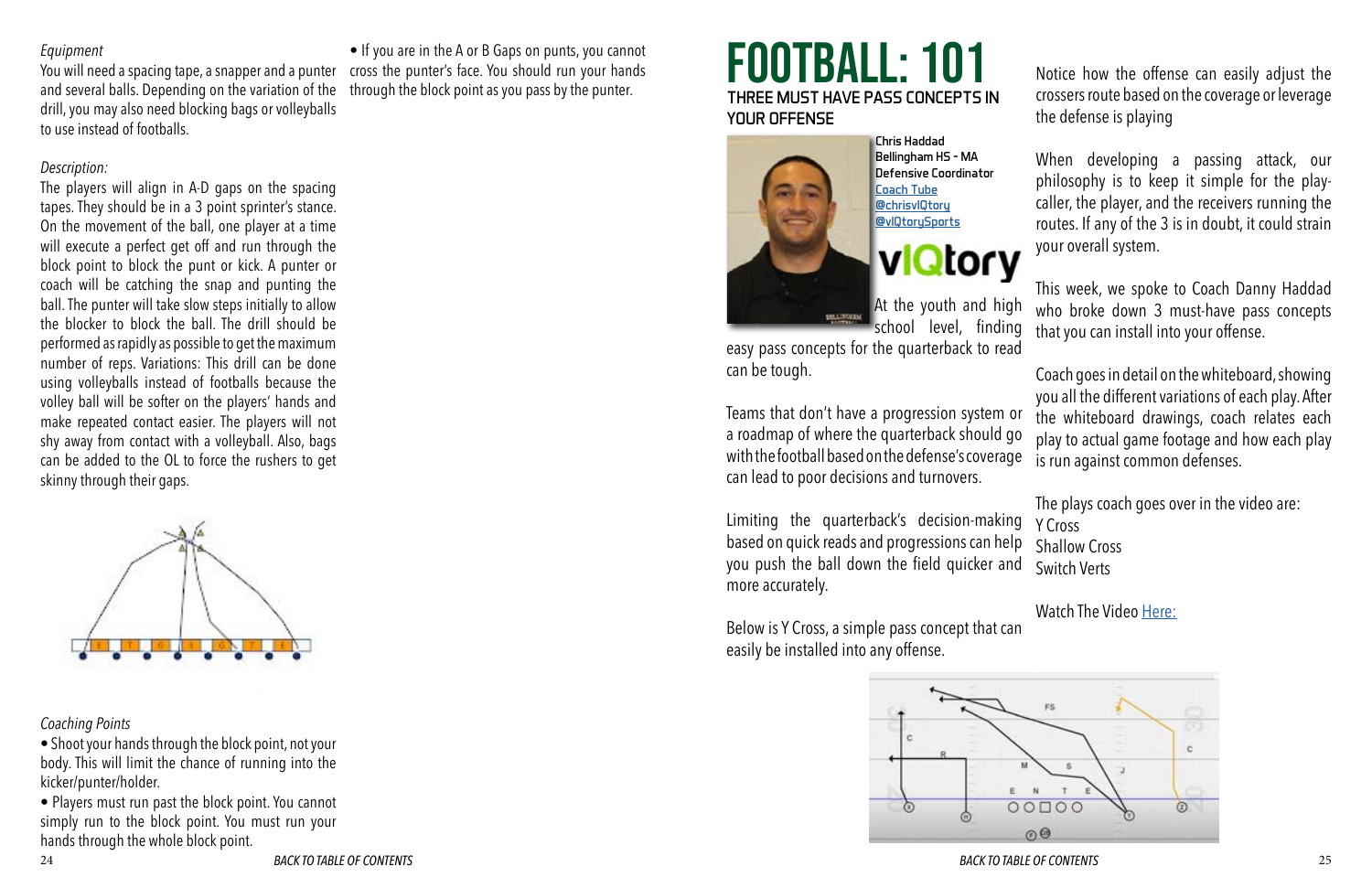*Equipment*

You will need a spacing tape, a snapper and a punter and several balls. Depending on the variation of the drill, you may also need blocking bags or volleyballs to use instead of footballs.

*Description:*

The players will align in A-D gaps on the spacing tapes. They should be in a 3 point sprinter's stance. On the movement of the ball, one player at a time will execute a perfect get off and run through the block point to block the punt or kick. A punter or coach will be catching the snap and punting the ball. The punter will take slow steps initially to allow the blocker to block the ball. The drill should be performed as rapidly as possible to get the maximum number of reps. Variations: This drill can be done using volleyballs instead of footballs because the volley ball will be softer on the players' hands and make repeated contact easier. The players will not shy away from contact with a volleyball. Also, bags can be added to the OL to force the rushers to get skinny through their gaps.

*Coaching Points*

- Shoot your hands through the block point, not your body. This will limit the chance of running into the kicker/punter/holder.
- Players must run past the block point. You cannot simply run to the block point. You must run your hands through the whole block point.
- If you are in the A or B Gaps on punts, you cannot cross the punter's face. You should run your hands through the block point as you pass by the punter.

# FOOTBALL: 101

## THREE MUST HAVE PASS CONCEPTS IN YOUR OFFENSE

**Chris Haddad**
**Bellingham HS - MA**
**Defensive Coordinator**
[Coach Tube]
[@chrisvIQtory]
[@vIQtorySports]

At the youth and high school level, finding easy pass concepts for the quarterback to read can be tough.

Teams that don't have a progression system or a roadmap of where the quarterback should go with the football based on the defense's coverage can lead to poor decisions and turnovers.

Limiting the quarterback's decision-making based on quick reads and progressions can help you push the ball down the field quicker and more accurately.

Below is Y Cross, a simple pass concept that can easily be installed into any offense.

Notice how the offense can easily adjust the crossers route based on the coverage or leverage the defense is playing

When developing a passing attack, our philosophy is to keep it simple for the play-caller, the player, and the receivers running the routes. If any of the 3 is in doubt, it could strain your overall system.

This week, we spoke to Coach Danny Haddad who broke down 3 must-have pass concepts that you can install into your offense.

Coach goes in detail on the whiteboard, showing you all the different variations of each play. After the whiteboard drawings, coach relates each play to actual game footage and how each play is run against common defenses.

The plays coach goes over in the video are:
Y Cross
Shallow Cross
Switch Verts

Watch The Video [Here:]

*BACK TO TABLE OF CONTENTS*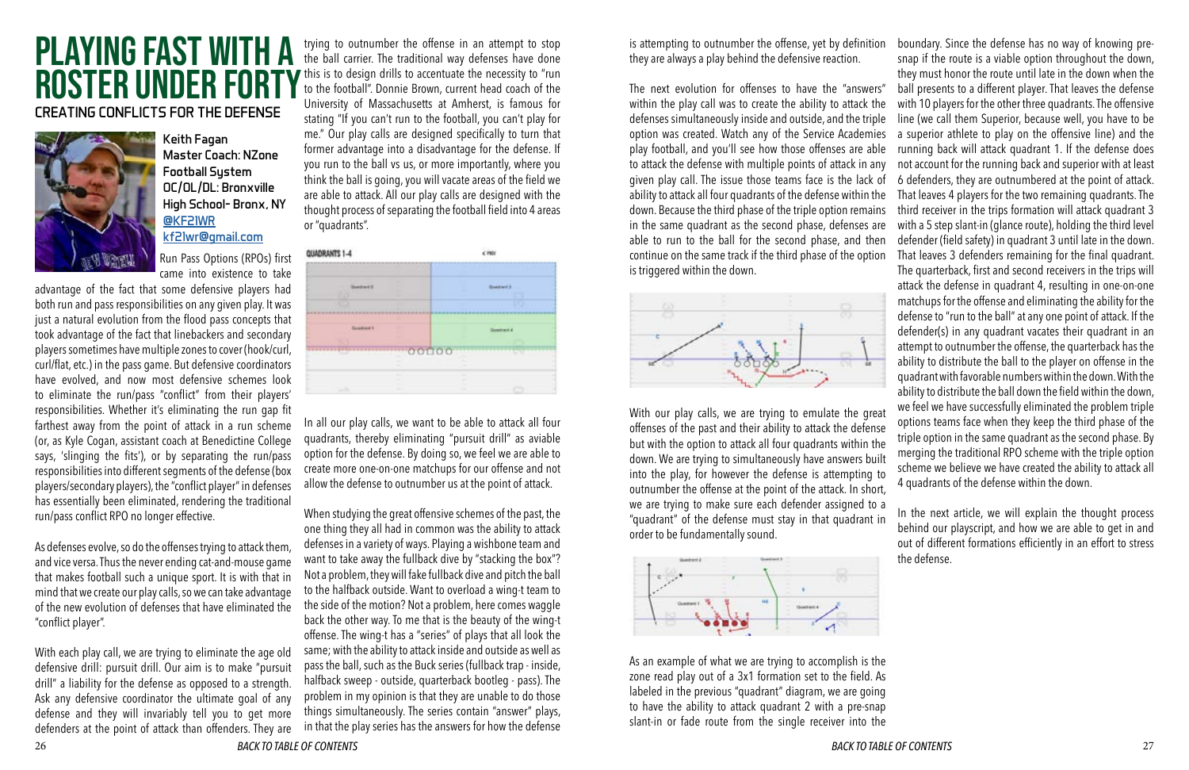# PLAYING FAST WITH A ROSTER UNDER FORTY

## CREATING CONFLICTS FOR THE DEFENSE

**Keith Fagan**
**Master Coach: NZone Football System**
**OC/OL/DL: Bronxville High School- Bronx, NY**
**@KF21WR**
**kf21wr@gmail.com**

Run Pass Options (RPOs) first came into existence to take advantage of the fact that some defensive players had both run and pass responsibilities on any given play. It was just a natural evolution from the flood pass concepts that took advantage of the fact that linebackers and secondary players sometimes have multiple zones to cover (hook/curl, curl/flat, etc.) in the pass game. But defensive coordinators have evolved, and now most defensive schemes look to eliminate the run/pass "conflict" from their players' responsibilities. Whether it's eliminating the run gap fit farthest away from the point of attack in a run scheme (or, as Kyle Cogan, assistant coach at Benedictine College says, 'slinging the fits'), or by separating the run/pass responsibilities into different segments of the defense (box players/secondary players), the "conflict player" in defenses has essentially been eliminated, rendering the traditional run/pass conflict RPO no longer effective.

As defenses evolve, so do the offenses trying to attack them, and vice versa. Thus the never ending cat-and-mouse game that makes football such a unique sport. It is with that in mind that we create our play calls, so we can take advantage of the new evolution of defenses that have eliminated the "conflict player".

With each play call, we are trying to eliminate the age old defensive drill: pursuit drill. Our aim is to make "pursuit drill" a liability for the defense as opposed to a strength. Ask any defensive coordinator the ultimate goal of any defense and they will invariably tell you to get more defenders at the point of attack than offenders. They are trying to outnumber the offense in an attempt to stop the ball carrier. The traditional way defenses have done this is to design drills to accentuate the necessity to "run to the football". Donnie Brown, current head coach of the University of Massachusetts at Amherst, is famous for stating "If you can't run to the football, you can't play for me." Our play calls are designed specifically to turn that former advantage into a disadvantage for the defense. If you run to the ball vs us, or more importantly, where you think the ball is going, you will vacate areas of the field we are able to attack. All our play calls are designed with the thought process of separating the football field into 4 areas or "quadrants".

In all our play calls, we want to be able to attack all four quadrants, thereby eliminating "pursuit drill" as aviable option for the defense. By doing so, we feel we are able to create more one-on-one matchups for our offense and not allow the defense to outnumber us at the point of attack.

When studying the great offensive schemes of the past, the one thing they all had in common was the ability to attack defenses in a variety of ways. Playing a wishbone team and want to take away the fullback dive by "stacking the box"? Not a problem, they will fake fullback dive and pitch the ball to the halfback outside. Want to overload a wing-t team to the side of the motion? Not a problem, here comes waggle back the other way. To me that is the beauty of the wing-t offense. The wing-t has a "series" of plays that all look the same; with the ability to attack inside and outside as well as pass the ball, such as the Buck series (fullback trap - inside, halfback sweep - outside, quarterback bootleg - pass). The problem in my opinion is that they are unable to do those things simultaneously. The series contain "answer" plays, in that the play series has the answers for how the defense is attempting to outnumber the offense, yet by definition they are always a play behind the defensive reaction.

The next evolution for offenses to have the "answers" within the play call was to create the ability to attack the defenses simultaneously inside and outside, and the triple option was created. Watch any of the Service Academies play football, and you'll see how those offenses are able to attack the defense with multiple points of attack in any given play call. The issue those teams face is the lack of ability to attack all four quadrants of the defense within the down. Because the third phase of the triple option remains in the same quadrant as the second phase, defenses are able to run to the ball for the second phase, and then continue on the same track if the third phase of the option is triggered within the down.

With our play calls, we are trying to emulate the great offenses of the past and their ability to attack the defense but with the option to attack all four quadrants within the down. We are trying to simultaneously have answers built into the play, for however the defense is attempting to outnumber the offense at the point of the attack. In short, we are trying to make sure each defender assigned to a "quadrant" of the defense must stay in that quadrant in order to be fundamentally sound.

As an example of what we are trying to accomplish is the zone read play out of a 3x1 formation set to the field. As labeled in the previous "quadrant" diagram, we are going to have the ability to attack quadrant 2 with a pre-snap slant-in or fade route from the single receiver into the boundary. Since the defense has no way of knowing pre-snap if the route is a viable option throughout the down, they must honor the route until late in the down when the ball presents to a different player. That leaves the defense with 10 players for the other three quadrants. The offensive line (we call them Superior, because well, you have to be a superior athlete to play on the offensive line) and the running back will attack quadrant 1. If the defense does not account for the running back and superior with at least 6 defenders, they are outnumbered at the point of attack. That leaves 4 players for the two remaining quadrants. The third receiver in the trips formation will attack quadrant 3 with a 5 step slant-in (glance route), holding the third level defender (field safety) in quadrant 3 until late in the down. That leaves 3 defenders remaining for the final quadrant. The quarterback, first and second receivers in the trips will attack the defense in quadrant 4, resulting in one-on-one matchups for the offense and eliminating the ability for the defense to "run to the ball" at any one point of attack. If the defender(s) in any quadrant vacates their quadrant in an attempt to outnumber the offense, the quarterback has the ability to distribute the ball to the player on offense in the quadrant with favorable numbers within the down. With the ability to distribute the ball down the field within the down, we feel we have successfully eliminated the problem triple options teams face when they keep the third phase of the triple option in the same quadrant as the second phase. By merging the traditional RPO scheme with the triple option scheme we believe we have created the ability to attack all 4 quadrants of the defense within the down.

In the next article, we will explain the thought process behind our playscript, and how we are able to get in and out of different formations efficiently in an effort to stress the defense.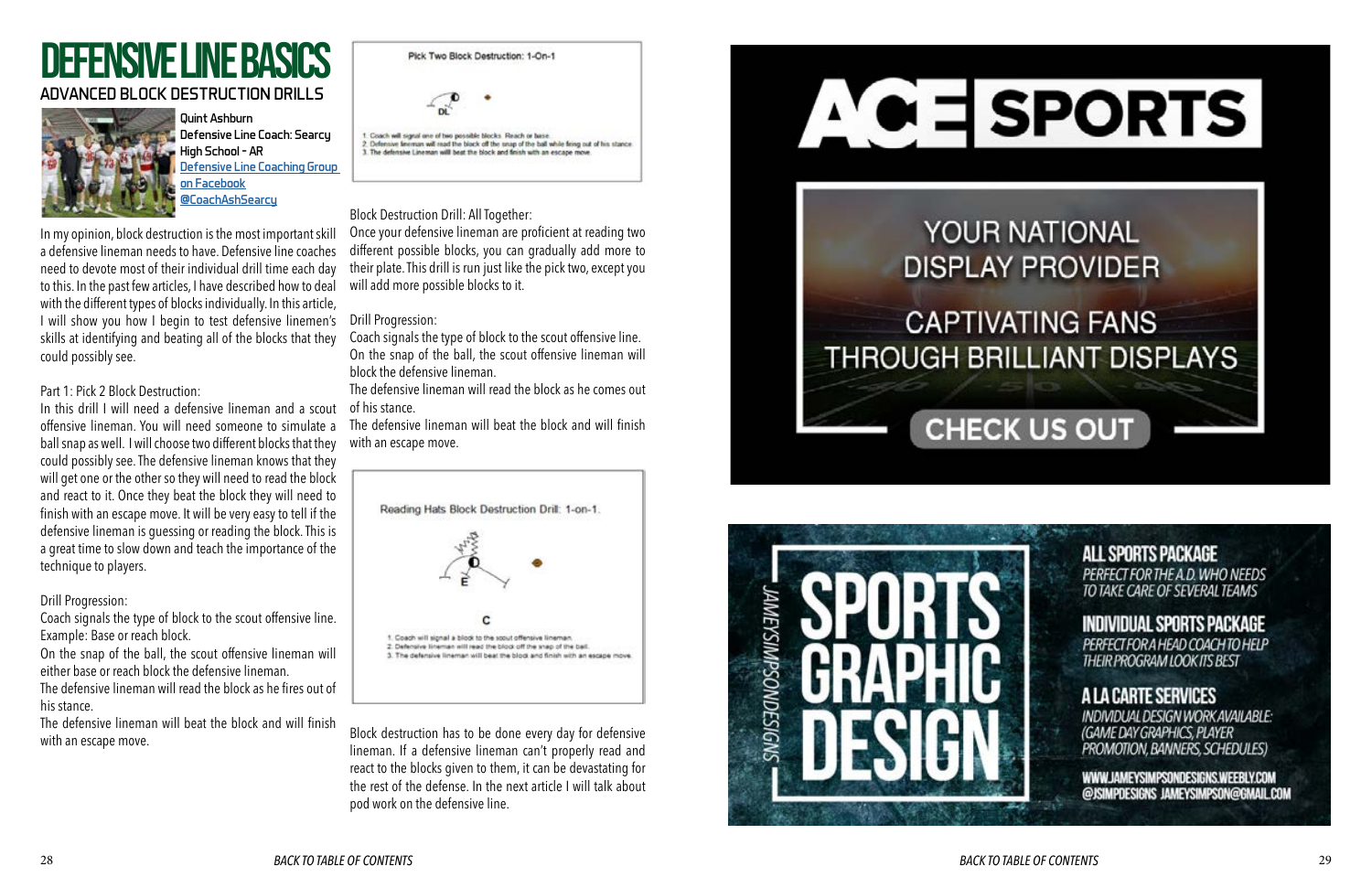# DEFENSIVE LINE BASICS

## ADVANCED BLOCK DESTRUCTION DRILLS

**Quint Ashburn**
**Defensive Line Coach: Searcy High School - AR**
[Defensive Line Coaching Group on Facebook]
[@CoachAshSearcy]

In my opinion, block destruction is the most important skill a defensive lineman needs to have. Defensive line coaches need to devote most of their individual drill time each day to this. In the past few articles, I have described how to deal with the different types of blocks individually. In this article, I will show you how I begin to test defensive linemen's skills at identifying and beating all of the blocks that they could possibly see.

Part 1: Pick 2 Block Destruction:
In this drill I will need a defensive lineman and a scout offensive lineman. You will need someone to simulate a ball snap as well. I will choose two different blocks that they could possibly see. The defensive lineman knows that they will get one or the other so they will need to read the block and react to it. Once they beat the block they will need to finish with an escape move. It will be very easy to tell if the defensive lineman is guessing or reading the block. This is a great time to slow down and teach the importance of the technique to players.

Drill Progression:
Coach signals the type of block to the scout offensive line. Example: Base or reach block.
On the snap of the ball, the scout offensive lineman will either base or reach block the defensive lineman.
The defensive lineman will read the block as he fires out of his stance.
The defensive lineman will beat the block and will finish with an escape move.

Pick Two Block Destruction: 1-On-1

DL

1. Coach will signal one of two possible blocks. Reach or base.
2. Defensive lineman will read the block off the snap of the ball while firing out of his stance.
3. The defensive Lineman will beat the block and finish with an escape move.

Block Destruction Drill: All Together:
Once your defensive lineman are proficient at reading two different possible blocks, you can gradually add more to their plate. This drill is run just like the pick two, except you will add more possible blocks to it.

Drill Progression:
Coach signals the type of block to the scout offensive line.
On the snap of the ball, the scout offensive lineman will block the defensive lineman.
The defensive lineman will read the block as he comes out of his stance.
The defensive lineman will beat the block and will finish with an escape move.

Reading Hats Block Destruction Drill: 1-on-1.

E

C

1. Coach will signal a block to the scout offensive lineman.
2. Defensive lineman will read the block off the snap of the ball.
3. The defensive lineman will beat the block and finish with an escape move.

Block destruction has to be done every day for defensive lineman. If a defensive lineman can't properly read and react to the blocks given to them, it can be devastating for the rest of the defense. In the next article I will talk about pod work on the defensive line.

ACE SPORTS

YOUR NATIONAL DISPLAY PROVIDER

CAPTIVATING FANS THROUGH BRILLIANT DISPLAYS

CHECK US OUT

JAMEYSIMPSONDESIGNS

SPORTS GRAPHIC DESIGN

**ALL SPORTS PACKAGE**
*PERFECT FOR THE A.D. WHO NEEDS TO TAKE CARE OF SEVERAL TEAMS*

**INDIVIDUAL SPORTS PACKAGE**
*PERFECT FOR A HEAD COACH TO HELP THEIR PROGRAM LOOK ITS BEST*

**A LA CARTE SERVICES**
*INDIVIDUAL DESIGN WORK AVAILABLE: (GAME DAY GRAPHICS, PLAYER PROMOTION, BANNERS, SCHEDULES)*

**WWW.JAMEYSIMPSONDESIGNS.WEEBLY.COM**
**@JSIMPDESIGNS JAMEYSIMPSON@GMAIL.COM**